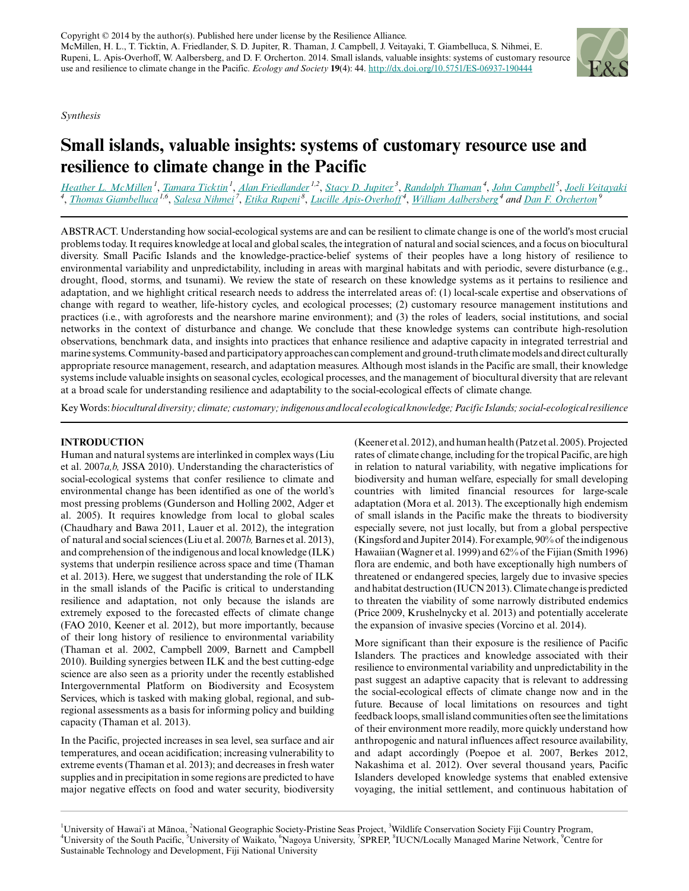Copyright © 2014 by the author(s). Published here under license by the Resilience Alliance.
McMillen, H. L., T. Ticktin, A. Friedlander, S. D. Jupiter, R. Thaman, J. Campbell, J. Veitayaki, T. Giambelluca, S. Nihmei, E. Rupeni, L. Apis-Overhoff, W. Aalbersberg, and D. F. Orcherton. 2014. Small islands, valuable insights: systems of customary resource use and resilience to climate change in the Pacific. *Ecology and Society* **19**(4): 44. http://dx.doi.org/10.5751/ES-06937-190444

*Synthesis*

# Small islands, valuable insights: systems of customary resource use and resilience to climate change in the Pacific

Heather L. McMillen[1], Tamara Ticktin[1], Alan Friedlander[1,2], Stacy D. Jupiter[3], Randolph Thaman[4], John Campbell[5], Joeli Veitayaki[4], Thomas Giambelluca[1,6], Salesa Nihmei[7], Etika Rupeni[8], Lucille Apis-Overhoff[4], William Aalbersberg[4] and Dan F. Orcherton[9]

ABSTRACT. Understanding how social-ecological systems are and can be resilient to climate change is one of the world's most crucial problems today. It requires knowledge at local and global scales, the integration of natural and social sciences, and a focus on biocultural diversity. Small Pacific Islands and the knowledge-practice-belief systems of their peoples have a long history of resilience to environmental variability and unpredictability, including in areas with marginal habitats and with periodic, severe disturbance (e.g., drought, flood, storms, and tsunami). We review the state of research on these knowledge systems as it pertains to resilience and adaptation, and we highlight critical research needs to address the interrelated areas of: (1) local-scale expertise and observations of change with regard to weather, life-history cycles, and ecological processes; (2) customary resource management institutions and practices (i.e., with agroforests and the nearshore marine environment); and (3) the roles of leaders, social institutions, and social networks in the context of disturbance and change. We conclude that these knowledge systems can contribute high-resolution observations, benchmark data, and insights into practices that enhance resilience and adaptive capacity in integrated terrestrial and marine systems. Community-based and participatory approaches can complement and ground-truth climate models and direct culturally appropriate resource management, research, and adaptation measures. Although most islands in the Pacific are small, their knowledge systems include valuable insights on seasonal cycles, ecological processes, and the management of biocultural diversity that are relevant at a broad scale for understanding resilience and adaptability to the social-ecological effects of climate change.

Key Words: *biocultural diversity; climate; customary; indigenous and local ecological knowledge; Pacific Islands; social-ecological resilience*

## INTRODUCTION

Human and natural systems are interlinked in complex ways (Liu et al. 2007*a,b,* JSSA 2010). Understanding the characteristics of social-ecological systems that confer resilience to climate and environmental change has been identified as one of the world's most pressing problems (Gunderson and Holling 2002, Adger et al. 2005). It requires knowledge from local to global scales (Chaudhary and Bawa 2011, Lauer et al. 2012), the integration of natural and social sciences (Liu et al. 2007*b,* Barnes et al. 2013), and comprehension of the indigenous and local knowledge (ILK) systems that underpin resilience across space and time (Thaman et al. 2013). Here, we suggest that understanding the role of ILK in the small islands of the Pacific is critical to understanding resilience and adaptation, not only because the islands are extremely exposed to the forecasted effects of climate change (FAO 2010, Keener et al. 2012), but more importantly, because of their long history of resilience to environmental variability (Thaman et al. 2002, Campbell 2009, Barnett and Campbell 2010). Building synergies between ILK and the best cutting-edge science are also seen as a priority under the recently established Intergovernmental Platform on Biodiversity and Ecosystem Services, which is tasked with making global, regional, and sub-regional assessments as a basis for informing policy and building capacity (Thaman et al. 2013).

In the Pacific, projected increases in sea level, sea surface and air temperatures, and ocean acidification; increasing vulnerability to extreme events (Thaman et al. 2013); and decreases in fresh water supplies and in precipitation in some regions are predicted to have major negative effects on food and water security, biodiversity (Keener et al. 2012), and human health (Patz et al. 2005). Projected rates of climate change, including for the tropical Pacific, are high in relation to natural variability, with negative implications for biodiversity and human welfare, especially for small developing countries with limited financial resources for large-scale adaptation (Mora et al. 2013). The exceptionally high endemism of small islands in the Pacific make the threats to biodiversity especially severe, not just locally, but from a global perspective (Kingsford and Jupiter 2014). For example, 90% of the indigenous Hawaiian (Wagner et al. 1999) and 62% of the Fijian (Smith 1996) flora are endemic, and both have exceptionally high numbers of threatened or endangered species, largely due to invasive species and habitat destruction (IUCN 2013). Climate change is predicted to threaten the viability of some narrowly distributed endemics (Price 2009, Krushelnycky et al. 2013) and potentially accelerate the expansion of invasive species (Vorcino et al. 2014).

More significant than their exposure is the resilience of Pacific Islanders. The practices and knowledge associated with their resilience to environmental variability and unpredictability in the past suggest an adaptive capacity that is relevant to addressing the social-ecological effects of climate change now and in the future. Because of local limitations on resources and tight feedback loops, small island communities often see the limitations of their environment more readily, more quickly understand how anthropogenic and natural influences affect resource availability, and adapt accordingly (Poepoe et al. 2007, Berkes 2012, Nakashima et al. 2012). Over several thousand years, Pacific Islanders developed knowledge systems that enabled extensive voyaging, the initial settlement, and continuous habitation of

[1]University of Hawai'i at Mānoa, [2]National Geographic Society-Pristine Seas Project, [3]Wildlife Conservation Society Fiji Country Program, [4]University of the South Pacific, [5]University of Waikato, [6]Nagoya University, [7]SPREP, [8]IUCN/Locally Managed Marine Network, [9]Centre for Sustainable Technology and Development, Fiji National University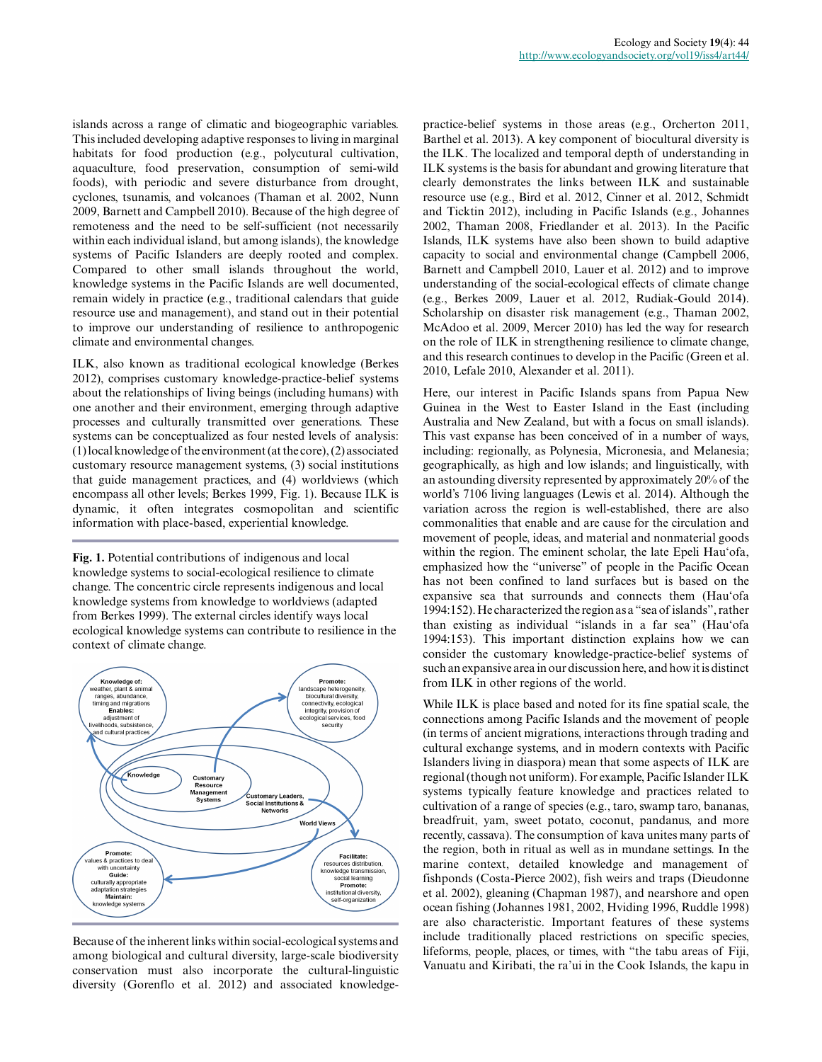islands across a range of climatic and biogeographic variables. This included developing adaptive responses to living in marginal habitats for food production (e.g., polycutural cultivation, aquaculture, food preservation, consumption of semi-wild foods), with periodic and severe disturbance from drought, cyclones, tsunamis, and volcanoes (Thaman et al. 2002, Nunn 2009, Barnett and Campbell 2010). Because of the high degree of remoteness and the need to be self-sufficient (not necessarily within each individual island, but among islands), the knowledge systems of Pacific Islanders are deeply rooted and complex. Compared to other small islands throughout the world, knowledge systems in the Pacific Islands are well documented, remain widely in practice (e.g., traditional calendars that guide resource use and management), and stand out in their potential to improve our understanding of resilience to anthropogenic climate and environmental changes.

ILK, also known as traditional ecological knowledge (Berkes 2012), comprises customary knowledge-practice-belief systems about the relationships of living beings (including humans) with one another and their environment, emerging through adaptive processes and culturally transmitted over generations. These systems can be conceptualized as four nested levels of analysis: (1) local knowledge of the environment (at the core), (2) associated customary resource management systems, (3) social institutions that guide management practices, and (4) worldviews (which encompass all other levels; Berkes 1999, Fig. 1). Because ILK is dynamic, it often integrates cosmopolitan and scientific information with place-based, experiential knowledge.

**Fig. 1.** Potential contributions of indigenous and local knowledge systems to social-ecological resilience to climate change. The concentric circle represents indigenous and local knowledge systems from knowledge to worldviews (adapted from Berkes 1999). The external circles identify ways local ecological knowledge systems can contribute to resilience in the context of climate change.

Because of the inherent links within social-ecological systems and among biological and cultural diversity, large-scale biodiversity conservation must also incorporate the cultural-linguistic diversity (Gorenflo et al. 2012) and associated knowledge-practice-belief systems in those areas (e.g., Orcherton 2011, Barthel et al. 2013). A key component of biocultural diversity is the ILK. The localized and temporal depth of understanding in ILK systems is the basis for abundant and growing literature that clearly demonstrates the links between ILK and sustainable resource use (e.g., Bird et al. 2012, Cinner et al. 2012, Schmidt and Ticktin 2012), including in Pacific Islands (e.g., Johannes 2002, Thaman 2008, Friedlander et al. 2013). In the Pacific Islands, ILK systems have also been shown to build adaptive capacity to social and environmental change (Campbell 2006, Barnett and Campbell 2010, Lauer et al. 2012) and to improve understanding of the social-ecological effects of climate change (e.g., Berkes 2009, Lauer et al. 2012, Rudiak-Gould 2014). Scholarship on disaster risk management (e.g., Thaman 2002, McAdoo et al. 2009, Mercer 2010) has led the way for research on the role of ILK in strengthening resilience to climate change, and this research continues to develop in the Pacific (Green et al. 2010, Lefale 2010, Alexander et al. 2011).

Here, our interest in Pacific Islands spans from Papua New Guinea in the West to Easter Island in the East (including Australia and New Zealand, but with a focus on small islands). This vast expanse has been conceived of in a number of ways, including: regionally, as Polynesia, Micronesia, and Melanesia; geographically, as high and low islands; and linguistically, with an astounding diversity represented by approximately 20% of the world's 7106 living languages (Lewis et al. 2014). Although the variation across the region is well-established, there are also commonalities that enable and are cause for the circulation and movement of people, ideas, and material and nonmaterial goods within the region. The eminent scholar, the late Epeli Hau'ofa, emphasized how the "universe" of people in the Pacific Ocean has not been confined to land surfaces but is based on the expansive sea that surrounds and connects them (Hau'ofa 1994:152). He characterized the region as a "sea of islands", rather than existing as individual "islands in a far sea" (Hau'ofa 1994:153). This important distinction explains how we can consider the customary knowledge-practice-belief systems of such an expansive area in our discussion here, and how it is distinct from ILK in other regions of the world.

While ILK is place based and noted for its fine spatial scale, the connections among Pacific Islands and the movement of people (in terms of ancient migrations, interactions through trading and cultural exchange systems, and in modern contexts with Pacific Islanders living in diaspora) mean that some aspects of ILK are regional (though not uniform). For example, Pacific Islander ILK systems typically feature knowledge and practices related to cultivation of a range of species (e.g., taro, swamp taro, bananas, breadfruit, yam, sweet potato, coconut, pandanus, and more recently, cassava). The consumption of kava unites many parts of the region, both in ritual as well as in mundane settings. In the marine context, detailed knowledge and management of fishponds (Costa-Pierce 2002), fish weirs and traps (Dieudonne et al. 2002), gleaning (Chapman 1987), and nearshore and open ocean fishing (Johannes 1981, 2002, Hviding 1996, Ruddle 1998) are also characteristic. Important features of these systems include traditionally placed restrictions on specific species, lifeforms, people, places, or times, with "the tabu areas of Fiji, Vanuatu and Kiribati, the ra'ui in the Cook Islands, the kapu in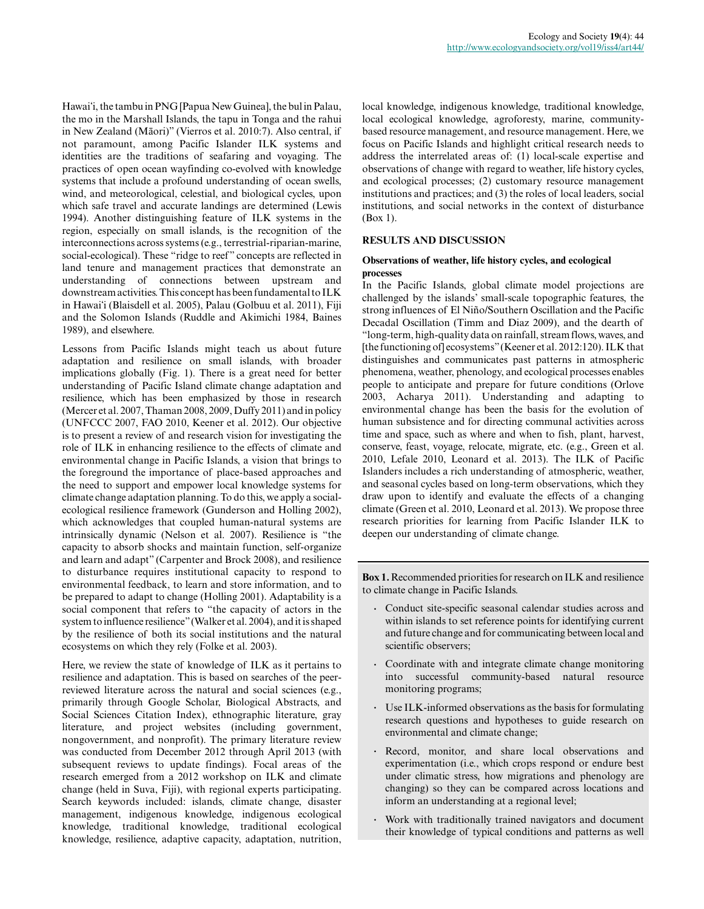Hawaiʻi, the tambu in PNG [Papua New Guinea], the bul in Palau, the mo in the Marshall Islands, the tapu in Tonga and the rahui in New Zealand (Māori)" (Vierros et al. 2010:7). Also central, if not paramount, among Pacific Islander ILK systems and identities are the traditions of seafaring and voyaging. The practices of open ocean wayfinding co-evolved with knowledge systems that include a profound understanding of ocean swells, wind, and meteorological, celestial, and biological cycles, upon which safe travel and accurate landings are determined (Lewis 1994). Another distinguishing feature of ILK systems in the region, especially on small islands, is the recognition of the interconnections across systems (e.g., terrestrial-riparian-marine, social-ecological). These "ridge to reef" concepts are reflected in land tenure and management practices that demonstrate an understanding of connections between upstream and downstream activities. This concept has been fundamental to ILK in Hawaiʻi (Blaisdell et al. 2005), Palau (Golbuu et al. 2011), Fiji and the Solomon Islands (Ruddle and Akimichi 1984, Baines 1989), and elsewhere.

Lessons from Pacific Islands might teach us about future adaptation and resilience on small islands, with broader implications globally (Fig. 1). There is a great need for better understanding of Pacific Island climate change adaptation and resilience, which has been emphasized by those in research (Mercer et al. 2007, Thaman 2008, 2009, Duffy 2011) and in policy (UNFCCC 2007, FAO 2010, Keener et al. 2012). Our objective is to present a review of and research vision for investigating the role of ILK in enhancing resilience to the effects of climate and environmental change in Pacific Islands, a vision that brings to the foreground the importance of place-based approaches and the need to support and empower local knowledge systems for climate change adaptation planning. To do this, we apply a social-ecological resilience framework (Gunderson and Holling 2002), which acknowledges that coupled human-natural systems are intrinsically dynamic (Nelson et al. 2007). Resilience is "the capacity to absorb shocks and maintain function, self-organize and learn and adapt" (Carpenter and Brock 2008), and resilience to disturbance requires institutional capacity to respond to environmental feedback, to learn and store information, and to be prepared to adapt to change (Holling 2001). Adaptability is a social component that refers to "the capacity of actors in the system to influence resilience" (Walker et al. 2004), and it is shaped by the resilience of both its social institutions and the natural ecosystems on which they rely (Folke et al. 2003).

Here, we review the state of knowledge of ILK as it pertains to resilience and adaptation. This is based on searches of the peer-reviewed literature across the natural and social sciences (e.g., primarily through Google Scholar, Biological Abstracts, and Social Sciences Citation Index), ethnographic literature, gray literature, and project websites (including government, nongovernment, and nonprofit). The primary literature review was conducted from December 2012 through April 2013 (with subsequent reviews to update findings). Focal areas of the research emerged from a 2012 workshop on ILK and climate change (held in Suva, Fiji), with regional experts participating. Search keywords included: islands, climate change, disaster management, indigenous knowledge, indigenous ecological knowledge, traditional knowledge, traditional ecological knowledge, resilience, adaptive capacity, adaptation, nutrition, local knowledge, indigenous knowledge, traditional knowledge, local ecological knowledge, agroforesty, marine, community-based resource management, and resource management. Here, we focus on Pacific Islands and highlight critical research needs to address the interrelated areas of: (1) local-scale expertise and observations of change with regard to weather, life history cycles, and ecological processes; (2) customary resource management institutions and practices; and (3) the roles of local leaders, social institutions, and social networks in the context of disturbance (Box 1).

## RESULTS AND DISCUSSION

### Observations of weather, life history cycles, and ecological processes

In the Pacific Islands, global climate model projections are challenged by the islands' small-scale topographic features, the strong influences of El Niño/Southern Oscillation and the Pacific Decadal Oscillation (Timm and Diaz 2009), and the dearth of "long-term, high-quality data on rainfall, stream flows, waves, and [the functioning of] ecosystems" (Keener et al. 2012:120). ILK that distinguishes and communicates past patterns in atmospheric phenomena, weather, phenology, and ecological processes enables people to anticipate and prepare for future conditions (Orlove 2003, Acharya 2011). Understanding and adapting to environmental change has been the basis for the evolution of human subsistence and for directing communal activities across time and space, such as where and when to fish, plant, harvest, conserve, feast, voyage, relocate, migrate, etc. (e.g., Green et al. 2010, Lefale 2010, Leonard et al. 2013). The ILK of Pacific Islanders includes a rich understanding of atmospheric, weather, and seasonal cycles based on long-term observations, which they draw upon to identify and evaluate the effects of a changing climate (Green et al. 2010, Leonard et al. 2013). We propose three research priorities for learning from Pacific Islander ILK to deepen our understanding of climate change.

**Box 1.** Recommended priorities for research on ILK and resilience to climate change in Pacific Islands.

- Conduct site-specific seasonal calendar studies across and within islands to set reference points for identifying current and future change and for communicating between local and scientific observers;
- Coordinate with and integrate climate change monitoring into successful community-based natural resource monitoring programs;
- Use ILK-informed observations as the basis for formulating research questions and hypotheses to guide research on environmental and climate change;
- Record, monitor, and share local observations and experimentation (i.e., which crops respond or endure best under climatic stress, how migrations and phenology are changing) so they can be compared across locations and inform an understanding at a regional level;
- Work with traditionally trained navigators and document their knowledge of typical conditions and patterns as well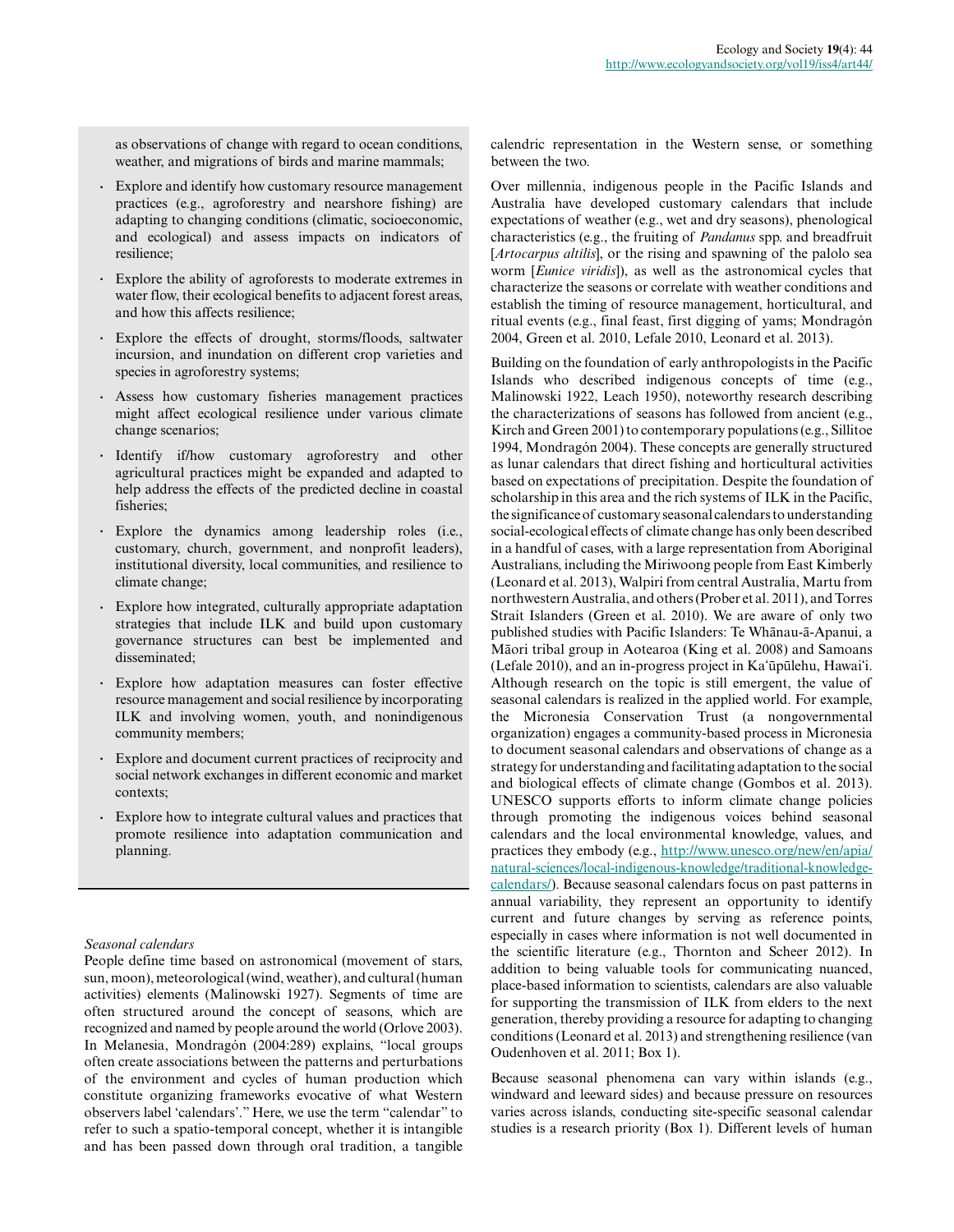as observations of change with regard to ocean conditions, weather, and migrations of birds and marine mammals;

- Explore and identify how customary resource management practices (e.g., agroforestry and nearshore fishing) are adapting to changing conditions (climatic, socioeconomic, and ecological) and assess impacts on indicators of resilience;
- Explore the ability of agroforests to moderate extremes in water flow, their ecological benefits to adjacent forest areas, and how this affects resilience;
- Explore the effects of drought, storms/floods, saltwater incursion, and inundation on different crop varieties and species in agroforestry systems;
- Assess how customary fisheries management practices might affect ecological resilience under various climate change scenarios;
- Identify if/how customary agroforestry and other agricultural practices might be expanded and adapted to help address the effects of the predicted decline in coastal fisheries;
- Explore the dynamics among leadership roles (i.e., customary, church, government, and nonprofit leaders), institutional diversity, local communities, and resilience to climate change;
- Explore how integrated, culturally appropriate adaptation strategies that include ILK and build upon customary governance structures can best be implemented and disseminated;
- Explore how adaptation measures can foster effective resource management and social resilience by incorporating ILK and involving women, youth, and nonindigenous community members;
- Explore and document current practices of reciprocity and social network exchanges in different economic and market contexts;
- Explore how to integrate cultural values and practices that promote resilience into adaptation communication and planning.

*Seasonal calendars*

People define time based on astronomical (movement of stars, sun, moon), meteorological (wind, weather), and cultural (human activities) elements (Malinowski 1927). Segments of time are often structured around the concept of seasons, which are recognized and named by people around the world (Orlove 2003). In Melanesia, Mondragón (2004:289) explains, "local groups often create associations between the patterns and perturbations of the environment and cycles of human production which constitute organizing frameworks evocative of what Western observers label 'calendars'." Here, we use the term "calendar" to refer to such a spatio-temporal concept, whether it is intangible and has been passed down through oral tradition, a tangible calendric representation in the Western sense, or something between the two.

Over millennia, indigenous people in the Pacific Islands and Australia have developed customary calendars that include expectations of weather (e.g., wet and dry seasons), phenological characteristics (e.g., the fruiting of *Pandanus* spp. and breadfruit [*Artocarpus altilis*], or the rising and spawning of the palolo sea worm [*Eunice viridis*]), as well as the astronomical cycles that characterize the seasons or correlate with weather conditions and establish the timing of resource management, horticultural, and ritual events (e.g., final feast, first digging of yams; Mondragón 2004, Green et al. 2010, Lefale 2010, Leonard et al. 2013).

Building on the foundation of early anthropologists in the Pacific Islands who described indigenous concepts of time (e.g., Malinowski 1922, Leach 1950), noteworthy research describing the characterizations of seasons has followed from ancient (e.g., Kirch and Green 2001) to contemporary populations (e.g., Sillitoe 1994, Mondragón 2004). These concepts are generally structured as lunar calendars that direct fishing and horticultural activities based on expectations of precipitation. Despite the foundation of scholarship in this area and the rich systems of ILK in the Pacific, the significance of customary seasonal calendars to understanding social-ecological effects of climate change has only been described in a handful of cases, with a large representation from Aboriginal Australians, including the Miriwoong people from East Kimberly (Leonard et al. 2013), Walpiri from central Australia, Martu from northwestern Australia, and others (Prober et al. 2011), and Torres Strait Islanders (Green et al. 2010). We are aware of only two published studies with Pacific Islanders: Te Whānau-ā-Apanui, a Māori tribal group in Aotearoa (King et al. 2008) and Samoans (Lefale 2010), and an in-progress project in Ka'ūpūlehu, Hawai'i. Although research on the topic is still emergent, the value of seasonal calendars is realized in the applied world. For example, the Micronesia Conservation Trust (a nongovernmental organization) engages a community-based process in Micronesia to document seasonal calendars and observations of change as a strategy for understanding and facilitating adaptation to the social and biological effects of climate change (Gombos et al. 2013). UNESCO supports efforts to inform climate change policies through promoting the indigenous voices behind seasonal calendars and the local environmental knowledge, values, and practices they embody (e.g., http://www.unesco.org/new/en/apia/natural-sciences/local-indigenous-knowledge/traditional-knowledge-calendars/). Because seasonal calendars focus on past patterns in annual variability, they represent an opportunity to identify current and future changes by serving as reference points, especially in cases where information is not well documented in the scientific literature (e.g., Thornton and Scheer 2012). In addition to being valuable tools for communicating nuanced, place-based information to scientists, calendars are also valuable for supporting the transmission of ILK from elders to the next generation, thereby providing a resource for adapting to changing conditions (Leonard et al. 2013) and strengthening resilience (van Oudenhoven et al. 2011; Box 1).

Because seasonal phenomena can vary within islands (e.g., windward and leeward sides) and because pressure on resources varies across islands, conducting site-specific seasonal calendar studies is a research priority (Box 1). Different levels of human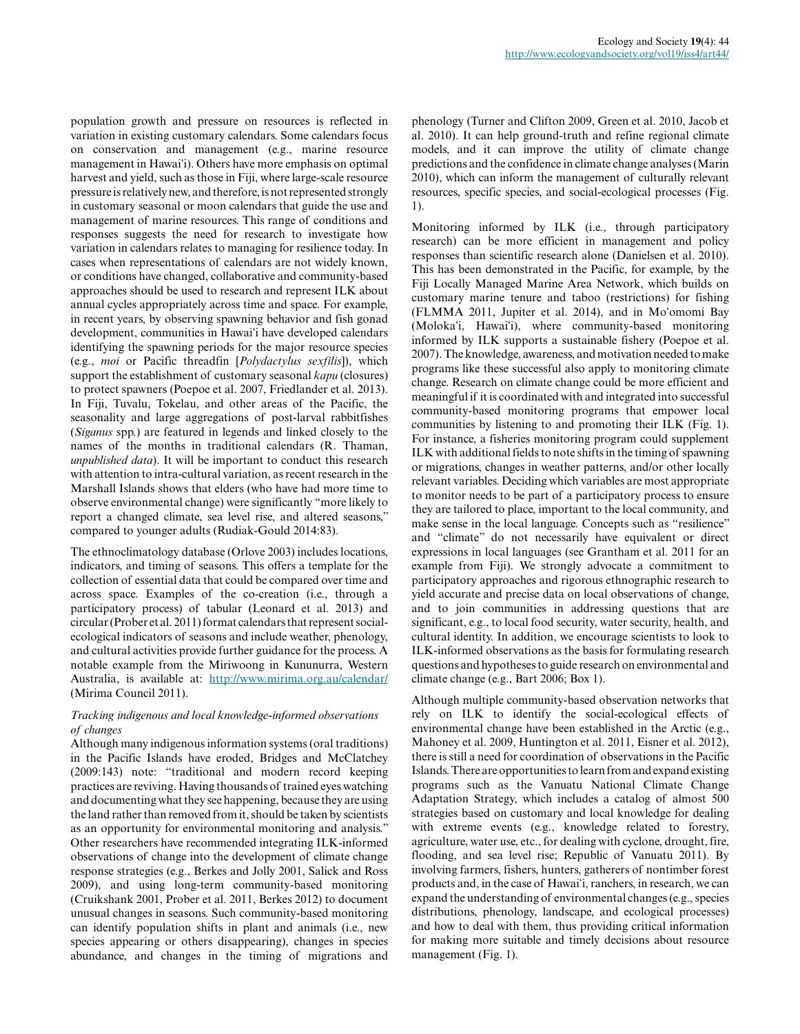population growth and pressure on resources is reflected in variation in existing customary calendars. Some calendars focus on conservation and management (e.g., marine resource management in Hawai'i). Others have more emphasis on optimal harvest and yield, such as those in Fiji, where large-scale resource pressure is relatively new, and therefore, is not represented strongly in customary seasonal or moon calendars that guide the use and management of marine resources. This range of conditions and responses suggests the need for research to investigate how variation in calendars relates to managing for resilience today. In cases when representations of calendars are not widely known, or conditions have changed, collaborative and community-based approaches should be used to research and represent ILK about annual cycles appropriately across time and space. For example, in recent years, by observing spawning behavior and fish gonad development, communities in Hawai'i have developed calendars identifying the spawning periods for the major resource species (e.g., *moi* or Pacific threadfin [*Polydactylus sexfilis*]), which support the establishment of customary seasonal *kapu* (closures) to protect spawners (Poepoe et al. 2007, Friedlander et al. 2013). In Fiji, Tuvalu, Tokelau, and other areas of the Pacific, the seasonality and large aggregations of post-larval rabbitfishes (*Siganus* spp.) are featured in legends and linked closely to the names of the months in traditional calendars (R. Thaman, *unpublished data*). It will be important to conduct this research with attention to intra-cultural variation, as recent research in the Marshall Islands shows that elders (who have had more time to observe environmental change) were significantly "more likely to report a changed climate, sea level rise, and altered seasons," compared to younger adults (Rudiak-Gould 2014:83).

The ethnoclimatology database (Orlove 2003) includes locations, indicators, and timing of seasons. This offers a template for the collection of essential data that could be compared over time and across space. Examples of the co-creation (i.e., through a participatory process) of tabular (Leonard et al. 2013) and circular (Prober et al. 2011) format calendars that represent social-ecological indicators of seasons and include weather, phenology, and cultural activities provide further guidance for the process. A notable example from the Miriwoong in Kununurra, Western Australia, is available at: http://www.mirima.org.au/calendar/ (Mirima Council 2011).

*Tracking indigenous and local knowledge-informed observations of changes*

Although many indigenous information systems (oral traditions) in the Pacific Islands have eroded, Bridges and McClatchey (2009:143) note: "traditional and modern record keeping practices are reviving. Having thousands of trained eyes watching and documenting what they see happening, because they are using the land rather than removed from it, should be taken by scientists as an opportunity for environmental monitoring and analysis." Other researchers have recommended integrating ILK-informed observations of change into the development of climate change response strategies (e.g., Berkes and Jolly 2001, Salick and Ross 2009), and using long-term community-based monitoring (Cruikshank 2001, Prober et al. 2011, Berkes 2012) to document unusual changes in seasons. Such community-based monitoring can identify population shifts in plant and animals (i.e., new species appearing or others disappearing), changes in species abundance, and changes in the timing of migrations and phenology (Turner and Clifton 2009, Green et al. 2010, Jacob et al. 2010). It can help ground-truth and refine regional climate models, and it can improve the utility of climate change predictions and the confidence in climate change analyses (Marin 2010), which can inform the management of culturally relevant resources, specific species, and social-ecological processes (Fig. 1).

Monitoring informed by ILK (i.e., through participatory research) can be more efficient in management and policy responses than scientific research alone (Danielsen et al. 2010). This has been demonstrated in the Pacific, for example, by the Fiji Locally Managed Marine Area Network, which builds on customary marine tenure and taboo (restrictions) for fishing (FLMMA 2011, Jupiter et al. 2014), and in Mo'omomi Bay (Moloka'i, Hawai'i), where community-based monitoring informed by ILK supports a sustainable fishery (Poepoe et al. 2007). The knowledge, awareness, and motivation needed to make programs like these successful also apply to monitoring climate change. Research on climate change could be more efficient and meaningful if it is coordinated with and integrated into successful community-based monitoring programs that empower local communities by listening to and promoting their ILK (Fig. 1). For instance, a fisheries monitoring program could supplement ILK with additional fields to note shifts in the timing of spawning or migrations, changes in weather patterns, and/or other locally relevant variables. Deciding which variables are most appropriate to monitor needs to be part of a participatory process to ensure they are tailored to place, important to the local community, and make sense in the local language. Concepts such as "resilience" and "climate" do not necessarily have equivalent or direct expressions in local languages (see Grantham et al. 2011 for an example from Fiji). We strongly advocate a commitment to participatory approaches and rigorous ethnographic research to yield accurate and precise data on local observations of change, and to join communities in addressing questions that are significant, e.g., to local food security, water security, health, and cultural identity. In addition, we encourage scientists to look to ILK-informed observations as the basis for formulating research questions and hypotheses to guide research on environmental and climate change (e.g., Bart 2006; Box 1).

Although multiple community-based observation networks that rely on ILK to identify the social-ecological effects of environmental change have been established in the Arctic (e.g., Mahoney et al. 2009, Huntington et al. 2011, Eisner et al. 2012), there is still a need for coordination of observations in the Pacific Islands. There are opportunities to learn from and expand existing programs such as the Vanuatu National Climate Change Adaptation Strategy, which includes a catalog of almost 500 strategies based on customary and local knowledge for dealing with extreme events (e.g., knowledge related to forestry, agriculture, water use, etc., for dealing with cyclone, drought, fire, flooding, and sea level rise; Republic of Vanuatu 2011). By involving farmers, fishers, hunters, gatherers of nontimber forest products and, in the case of Hawai'i, ranchers, in research, we can expand the understanding of environmental changes (e.g., species distributions, phenology, landscape, and ecological processes) and how to deal with them, thus providing critical information for making more suitable and timely decisions about resource management (Fig. 1).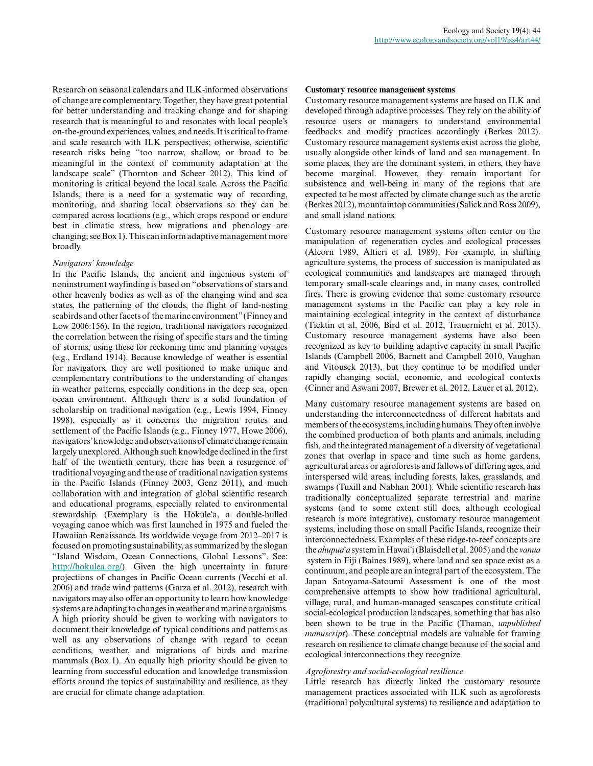Research on seasonal calendars and ILK-informed observations of change are complementary. Together, they have great potential for better understanding and tracking change and for shaping research that is meaningful to and resonates with local people's on-the-ground experiences, values, and needs. It is critical to frame and scale research with ILK perspectives; otherwise, scientific research risks being "too narrow, shallow, or broad to be meaningful in the context of community adaptation at the landscape scale" (Thornton and Scheer 2012). This kind of monitoring is critical beyond the local scale. Across the Pacific Islands, there is a need for a systematic way of recording, monitoring, and sharing local observations so they can be compared across locations (e.g., which crops respond or endure best in climatic stress, how migrations and phenology are changing; see Box 1). This can inform adaptive management more broadly.

*Navigators' knowledge*

In the Pacific Islands, the ancient and ingenious system of noninstrument wayfinding is based on "observations of stars and other heavenly bodies as well as of the changing wind and sea states, the patterning of the clouds, the flight of land-nesting seabirds and other facets of the marine environment" (Finney and Low 2006:156). In the region, traditional navigators recognized the correlation between the rising of specific stars and the timing of storms, using these for reckoning time and planning voyages (e.g., Erdland 1914). Because knowledge of weather is essential for navigators, they are well positioned to make unique and complementary contributions to the understanding of changes in weather patterns, especially conditions in the deep sea, open ocean environment. Although there is a solid foundation of scholarship on traditional navigation (e.g., Lewis 1994, Finney 1998), especially as it concerns the migration routes and settlement of the Pacific Islands (e.g., Finney 1977, Howe 2006), navigators' knowledge and observations of climate change remain largely unexplored. Although such knowledge declined in the first half of the twentieth century, there has been a resurgence of traditional voyaging and the use of traditional navigation systems in the Pacific Islands (Finney 2003, Genz 2011), and much collaboration with and integration of global scientific research and educational programs, especially related to environmental stewardship. (Exemplary is the Hōkūle'a, a double-hulled voyaging canoe which was first launched in 1975 and fueled the Hawaiian Renaissance. Its worldwide voyage from 2012–2017 is focused on promoting sustainability, as summarized by the slogan "Island Wisdom, Ocean Connections, Global Lessons". See: http://hokulea.org/). Given the high uncertainty in future projections of changes in Pacific Ocean currents (Vecchi et al. 2006) and trade wind patterns (Garza et al. 2012), research with navigators may also offer an opportunity to learn how knowledge systems are adapting to changes in weather and marine organisms. A high priority should be given to working with navigators to document their knowledge of typical conditions and patterns as well as any observations of change with regard to ocean conditions, weather, and migrations of birds and marine mammals (Box 1). An equally high priority should be given to learning from successful education and knowledge transmission efforts around the topics of sustainability and resilience, as they are crucial for climate change adaptation.

**Customary resource management systems**

Customary resource management systems are based on ILK and developed through adaptive processes. They rely on the ability of resource users or managers to understand environmental feedbacks and modify practices accordingly (Berkes 2012). Customary resource management systems exist across the globe, usually alongside other kinds of land and sea management. In some places, they are the dominant system, in others, they have become marginal. However, they remain important for subsistence and well-being in many of the regions that are expected to be most affected by climate change such as the arctic (Berkes 2012), mountaintop communities (Salick and Ross 2009), and small island nations.

Customary resource management systems often center on the manipulation of regeneration cycles and ecological processes (Alcorn 1989, Altieri et al. 1989). For example, in shifting agriculture systems, the process of succession is manipulated as ecological communities and landscapes are managed through temporary small-scale clearings and, in many cases, controlled fires. There is growing evidence that some customary resource management systems in the Pacific can play a key role in maintaining ecological integrity in the context of disturbance (Ticktin et al. 2006, Bird et al. 2012, Trauernicht et al. 2013). Customary resource management systems have also been recognized as key to building adaptive capacity in small Pacific Islands (Campbell 2006, Barnett and Campbell 2010, Vaughan and Vitousek 2013), but they continue to be modified under rapidly changing social, economic, and ecological contexts (Cinner and Aswani 2007, Brewer et al. 2012, Lauer et al. 2012).

Many customary resource management systems are based on understanding the interconnectedness of different habitats and members of the ecosystems, including humans. They often involve the combined production of both plants and animals, including fish, and the integrated management of a diversity of vegetational zones that overlap in space and time such as home gardens, agricultural areas or agroforests and fallows of differing ages, and interspersed wild areas, including forests, lakes, grasslands, and swamps (Tuxill and Nabhan 2001). While scientific research has traditionally conceptualized separate terrestrial and marine systems (and to some extent still does, although ecological research is more integrative), customary resource management systems, including those on small Pacific Islands, recognize their interconnectedness. Examples of these ridge-to-reef concepts are the *ahupua'a* system in Hawai'i (Blaisdell et al. 2005) and the *vanua* system in Fiji (Baines 1989), where land and sea space exist as a continuum, and people are an integral part of the ecosystem. The Japan Satoyama-Satoumi Assessment is one of the most comprehensive attempts to show how traditional agricultural, village, rural, and human-managed seascapes constitute critical social-ecological production landscapes, something that has also been shown to be true in the Pacific (Thaman, *unpublished manuscript*). These conceptual models are valuable for framing research on resilience to climate change because of the social and ecological interconnections they recognize.

*Agroforestry and social-ecological resilience*

Little research has directly linked the customary resource management practices associated with ILK such as agroforests (traditional polycultural systems) to resilience and adaptation to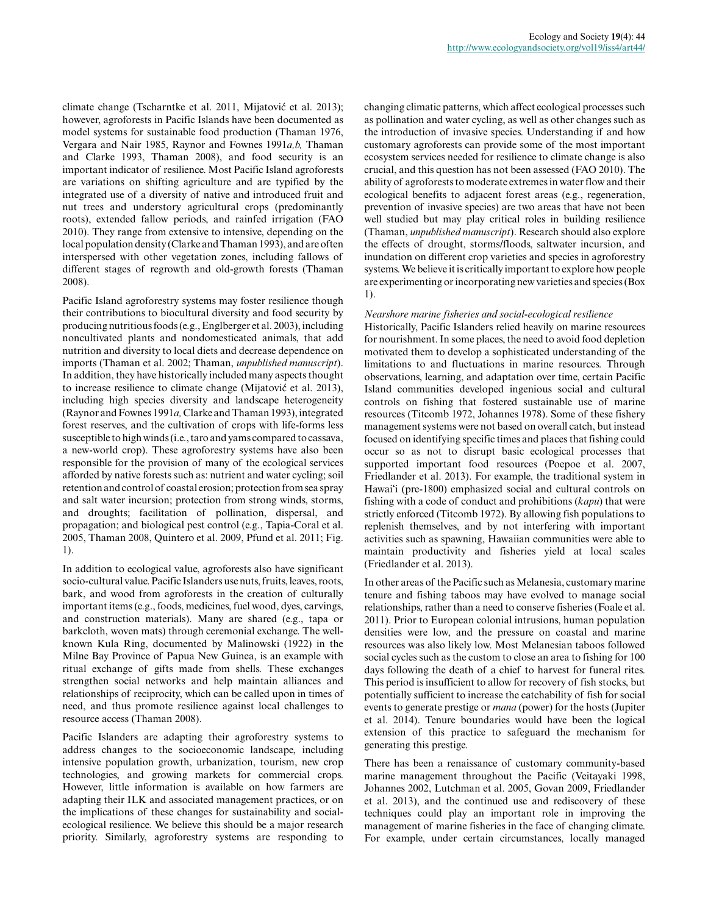climate change (Tscharntke et al. 2011, Mijatović et al. 2013); however, agroforests in Pacific Islands have been documented as model systems for sustainable food production (Thaman 1976, Vergara and Nair 1985, Raynor and Fownes 1991*a,b,* Thaman and Clarke 1993, Thaman 2008), and food security is an important indicator of resilience. Most Pacific Island agroforests are variations on shifting agriculture and are typified by the integrated use of a diversity of native and introduced fruit and nut trees and understory agricultural crops (predominantly roots), extended fallow periods, and rainfed irrigation (FAO 2010). They range from extensive to intensive, depending on the local population density (Clarke and Thaman 1993), and are often interspersed with other vegetation zones, including fallows of different stages of regrowth and old-growth forests (Thaman 2008).

Pacific Island agroforestry systems may foster resilience though their contributions to biocultural diversity and food security by producing nutritious foods (e.g., Englberger et al. 2003), including noncultivated plants and nondomesticated animals, that add nutrition and diversity to local diets and decrease dependence on imports (Thaman et al. 2002; Thaman, *unpublished manuscript*). In addition, they have historically included many aspects thought to increase resilience to climate change (Mijatović et al. 2013), including high species diversity and landscape heterogeneity (Raynor and Fownes 1991*a,* Clarke and Thaman 1993), integrated forest reserves, and the cultivation of crops with life-forms less susceptible to high winds (i.e., taro and yams compared to cassava, a new-world crop). These agroforestry systems have also been responsible for the provision of many of the ecological services afforded by native forests such as: nutrient and water cycling; soil retention and control of coastal erosion; protection from sea spray and salt water incursion; protection from strong winds, storms, and droughts; facilitation of pollination, dispersal, and propagation; and biological pest control (e.g., Tapia-Coral et al. 2005, Thaman 2008, Quintero et al. 2009, Pfund et al. 2011; Fig. 1).

In addition to ecological value, agroforests also have significant socio-cultural value. Pacific Islanders use nuts, fruits, leaves, roots, bark, and wood from agroforests in the creation of culturally important items (e.g., foods, medicines, fuel wood, dyes, carvings, and construction materials). Many are shared (e.g., tapa or barkcloth, woven mats) through ceremonial exchange. The well-known Kula Ring, documented by Malinowski (1922) in the Milne Bay Province of Papua New Guinea, is an example with ritual exchange of gifts made from shells. These exchanges strengthen social networks and help maintain alliances and relationships of reciprocity, which can be called upon in times of need, and thus promote resilience against local challenges to resource access (Thaman 2008).

Pacific Islanders are adapting their agroforestry systems to address changes to the socioeconomic landscape, including intensive population growth, urbanization, tourism, new crop technologies, and growing markets for commercial crops. However, little information is available on how farmers are adapting their ILK and associated management practices, or on the implications of these changes for sustainability and social-ecological resilience. We believe this should be a major research priority. Similarly, agroforestry systems are responding to changing climatic patterns, which affect ecological processes such as pollination and water cycling, as well as other changes such as the introduction of invasive species. Understanding if and how customary agroforests can provide some of the most important ecosystem services needed for resilience to climate change is also crucial, and this question has not been assessed (FAO 2010). The ability of agroforests to moderate extremes in water flow and their ecological benefits to adjacent forest areas (e.g., regeneration, prevention of invasive species) are two areas that have not been well studied but may play critical roles in building resilience (Thaman, *unpublished manuscript*). Research should also explore the effects of drought, storms/floods, saltwater incursion, and inundation on different crop varieties and species in agroforestry systems. We believe it is critically important to explore how people are experimenting or incorporating new varieties and species (Box 1).

### *Nearshore marine fisheries and social-ecological resilience*

Historically, Pacific Islanders relied heavily on marine resources for nourishment. In some places, the need to avoid food depletion motivated them to develop a sophisticated understanding of the limitations to and fluctuations in marine resources. Through observations, learning, and adaptation over time, certain Pacific Island communities developed ingenious social and cultural controls on fishing that fostered sustainable use of marine resources (Titcomb 1972, Johannes 1978). Some of these fishery management systems were not based on overall catch, but instead focused on identifying specific times and places that fishing could occur so as not to disrupt basic ecological processes that supported important food resources (Poepoe et al. 2007, Friedlander et al. 2013). For example, the traditional system in Hawaiʻi (pre-1800) emphasized social and cultural controls on fishing with a code of conduct and prohibitions (*kapu*) that were strictly enforced (Titcomb 1972). By allowing fish populations to replenish themselves, and by not interfering with important activities such as spawning, Hawaiian communities were able to maintain productivity and fisheries yield at local scales (Friedlander et al. 2013).

In other areas of the Pacific such as Melanesia, customary marine tenure and fishing taboos may have evolved to manage social relationships, rather than a need to conserve fisheries (Foale et al. 2011). Prior to European colonial intrusions, human population densities were low, and the pressure on coastal and marine resources was also likely low. Most Melanesian taboos followed social cycles such as the custom to close an area to fishing for 100 days following the death of a chief to harvest for funeral rites. This period is insufficient to allow for recovery of fish stocks, but potentially sufficient to increase the catchability of fish for social events to generate prestige or *mana* (power) for the hosts (Jupiter et al. 2014). Tenure boundaries would have been the logical extension of this practice to safeguard the mechanism for generating this prestige.

There has been a renaissance of customary community-based marine management throughout the Pacific (Veitayaki 1998, Johannes 2002, Lutchman et al. 2005, Govan 2009, Friedlander et al. 2013), and the continued use and rediscovery of these techniques could play an important role in improving the management of marine fisheries in the face of changing climate. For example, under certain circumstances, locally managed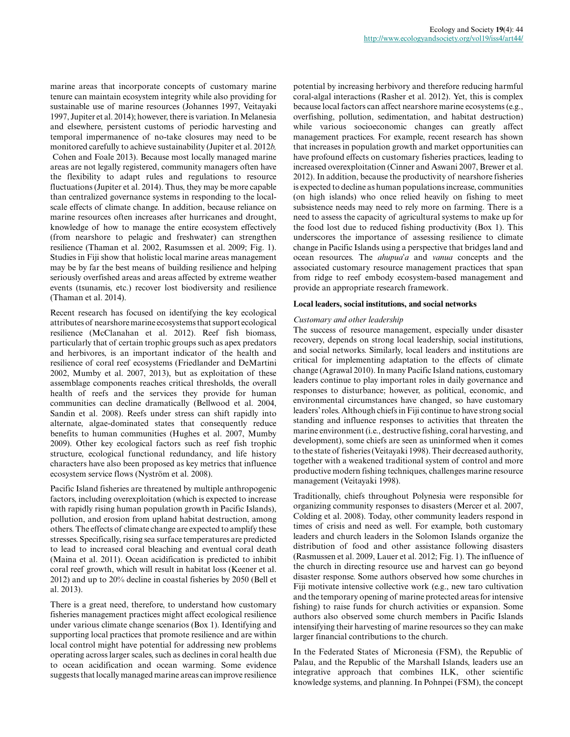marine areas that incorporate concepts of customary marine tenure can maintain ecosystem integrity while also providing for sustainable use of marine resources (Johannes 1997, Veitayaki 1997, Jupiter et al. 2014); however, there is variation. In Melanesia and elsewhere, persistent customs of periodic harvesting and temporal impermanence of no-take closures may need to be monitored carefully to achieve sustainability (Jupiter et al. 2012*b,* Cohen and Foale 2013). Because most locally managed marine areas are not legally registered, community managers often have the flexibility to adapt rules and regulations to resource fluctuations (Jupiter et al. 2014). Thus, they may be more capable than centralized governance systems in responding to the local-scale effects of climate change. In addition, because reliance on marine resources often increases after hurricanes and drought, knowledge of how to manage the entire ecosystem effectively (from nearshore to pelagic and freshwater) can strengthen resilience (Thaman et al. 2002, Rasumssen et al. 2009; Fig. 1). Studies in Fiji show that holistic local marine areas management may be by far the best means of building resilience and helping seriously overfished areas and areas affected by extreme weather events (tsunamis, etc.) recover lost biodiversity and resilience (Thaman et al. 2014).

Recent research has focused on identifying the key ecological attributes of nearshore marine ecosystems that support ecological resilience (McClanahan et al. 2012). Reef fish biomass, particularly that of certain trophic groups such as apex predators and herbivores, is an important indicator of the health and resilience of coral reef ecosystems (Friedlander and DeMartini 2002, Mumby et al. 2007, 2013), but as exploitation of these assemblage components reaches critical thresholds, the overall health of reefs and the services they provide for human communities can decline dramatically (Bellwood et al. 2004, Sandin et al. 2008). Reefs under stress can shift rapidly into alternate, algae-dominated states that consequently reduce benefits to human communities (Hughes et al. 2007, Mumby 2009). Other key ecological factors such as reef fish trophic structure, ecological functional redundancy, and life history characters have also been proposed as key metrics that influence ecosystem service flows (Nyström et al. 2008).

Pacific Island fisheries are threatened by multiple anthropogenic factors, including overexploitation (which is expected to increase with rapidly rising human population growth in Pacific Islands), pollution, and erosion from upland habitat destruction, among others. The effects of climate change are expected to amplify these stresses. Specifically, rising sea surface temperatures are predicted to lead to increased coral bleaching and eventual coral death (Maina et al. 2011). Ocean acidification is predicted to inhibit coral reef growth, which will result in habitat loss (Keener et al. 2012) and up to 20% decline in coastal fisheries by 2050 (Bell et al. 2013).

There is a great need, therefore, to understand how customary fisheries management practices might affect ecological resilience under various climate change scenarios (Box 1). Identifying and supporting local practices that promote resilience and are within local control might have potential for addressing new problems operating across larger scales, such as declines in coral health due to ocean acidification and ocean warming. Some evidence suggests that locally managed marine areas can improve resilience potential by increasing herbivory and therefore reducing harmful coral-algal interactions (Rasher et al. 2012). Yet, this is complex because local factors can affect nearshore marine ecosystems (e.g., overfishing, pollution, sedimentation, and habitat destruction) while various socioeconomic changes can greatly affect management practices. For example, recent research has shown that increases in population growth and market opportunities can have profound effects on customary fisheries practices, leading to increased overexploitation (Cinner and Aswani 2007, Brewer et al. 2012). In addition, because the productivity of nearshore fisheries is expected to decline as human populations increase, communities (on high islands) who once relied heavily on fishing to meet subsistence needs may need to rely more on farming. There is a need to assess the capacity of agricultural systems to make up for the food lost due to reduced fishing productivity (Box 1). This underscores the importance of assessing resilience to climate change in Pacific Islands using a perspective that bridges land and ocean resources. The *ahupua*'*a* and *vanua* concepts and the associated customary resource management practices that span from ridge to reef embody ecosystem-based management and provide an appropriate research framework.

### Local leaders, social institutions, and social networks

#### *Customary and other leadership*

The success of resource management, especially under disaster recovery, depends on strong local leadership, social institutions, and social networks. Similarly, local leaders and institutions are critical for implementing adaptation to the effects of climate change (Agrawal 2010). In many Pacific Island nations, customary leaders continue to play important roles in daily governance and responses to disturbance; however, as political, economic, and environmental circumstances have changed, so have customary leaders' roles. Although chiefs in Fiji continue to have strong social standing and influence responses to activities that threaten the marine environment (i.e., destructive fishing, coral harvesting, and development), some chiefs are seen as uninformed when it comes to the state of fisheries (Veitayaki 1998). Their decreased authority, together with a weakened traditional system of control and more productive modern fishing techniques, challenges marine resource management (Veitayaki 1998).

Traditionally, chiefs throughout Polynesia were responsible for organizing community responses to disasters (Mercer et al. 2007, Colding et al. 2008). Today, other community leaders respond in times of crisis and need as well. For example, both customary leaders and church leaders in the Solomon Islands organize the distribution of food and other assistance following disasters (Rasmussen et al. 2009, Lauer et al. 2012; Fig. 1). The influence of the church in directing resource use and harvest can go beyond disaster response. Some authors observed how some churches in Fiji motivate intensive collective work (e.g., new taro cultivation and the temporary opening of marine protected areas for intensive fishing) to raise funds for church activities or expansion. Some authors also observed some church members in Pacific Islands intensifying their harvesting of marine resources so they can make larger financial contributions to the church.

In the Federated States of Micronesia (FSM), the Republic of Palau, and the Republic of the Marshall Islands, leaders use an integrative approach that combines ILK, other scientific knowledge systems, and planning. In Pohnpei (FSM), the concept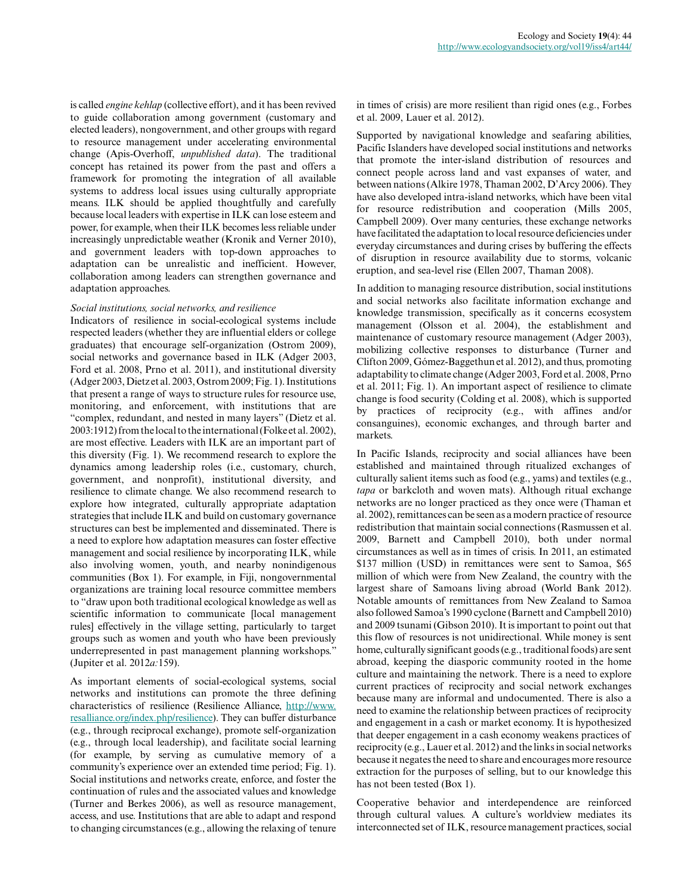is called *engine kehlap* (collective effort), and it has been revived to guide collaboration among government (customary and elected leaders), nongovernment, and other groups with regard to resource management under accelerating environmental change (Apis-Overhoff, *unpublished data*). The traditional concept has retained its power from the past and offers a framework for promoting the integration of all available systems to address local issues using culturally appropriate means. ILK should be applied thoughtfully and carefully because local leaders with expertise in ILK can lose esteem and power, for example, when their ILK becomes less reliable under increasingly unpredictable weather (Kronik and Verner 2010), and government leaders with top-down approaches to adaptation can be unrealistic and inefficient. However, collaboration among leaders can strengthen governance and adaptation approaches.

*Social institutions, social networks, and resilience*

Indicators of resilience in social-ecological systems include respected leaders (whether they are influential elders or college graduates) that encourage self-organization (Ostrom 2009), social networks and governance based in ILK (Adger 2003, Ford et al. 2008, Prno et al. 2011), and institutional diversity (Adger 2003, Dietz et al. 2003, Ostrom 2009; Fig. 1). Institutions that present a range of ways to structure rules for resource use, monitoring, and enforcement, with institutions that are "complex, redundant, and nested in many layers" (Dietz et al. 2003:1912) from the local to the international (Folke et al. 2002), are most effective. Leaders with ILK are an important part of this diversity (Fig. 1). We recommend research to explore the dynamics among leadership roles (i.e., customary, church, government, and nonprofit), institutional diversity, and resilience to climate change. We also recommend research to explore how integrated, culturally appropriate adaptation strategies that include ILK and build on customary governance structures can best be implemented and disseminated. There is a need to explore how adaptation measures can foster effective management and social resilience by incorporating ILK, while also involving women, youth, and nearby nonindigenous communities (Box 1). For example, in Fiji, nongovernmental organizations are training local resource committee members to "draw upon both traditional ecological knowledge as well as scientific information to communicate [local management rules] effectively in the village setting, particularly to target groups such as women and youth who have been previously underrepresented in past management planning workshops." (Jupiter et al. 2012*a*:159).

As important elements of social-ecological systems, social networks and institutions can promote the three defining characteristics of resilience (Resilience Alliance, http://www.resalliance.org/index.php/resilience). They can buffer disturbance (e.g., through reciprocal exchange), promote self-organization (e.g., through local leadership), and facilitate social learning (for example, by serving as cumulative memory of a community's experience over an extended time period; Fig. 1). Social institutions and networks create, enforce, and foster the continuation of rules and the associated values and knowledge (Turner and Berkes 2006), as well as resource management, access, and use. Institutions that are able to adapt and respond to changing circumstances (e.g., allowing the relaxing of tenure in times of crisis) are more resilient than rigid ones (e.g., Forbes et al. 2009, Lauer et al. 2012).

Supported by navigational knowledge and seafaring abilities, Pacific Islanders have developed social institutions and networks that promote the inter-island distribution of resources and connect people across land and vast expanses of water, and between nations (Alkire 1978, Thaman 2002, D'Arcy 2006). They have also developed intra-island networks, which have been vital for resource redistribution and cooperation (Mills 2005, Campbell 2009). Over many centuries, these exchange networks have facilitated the adaptation to local resource deficiencies under everyday circumstances and during crises by buffering the effects of disruption in resource availability due to storms, volcanic eruption, and sea-level rise (Ellen 2007, Thaman 2008).

In addition to managing resource distribution, social institutions and social networks also facilitate information exchange and knowledge transmission, specifically as it concerns ecosystem management (Olsson et al. 2004), the establishment and maintenance of customary resource management (Adger 2003), mobilizing collective responses to disturbance (Turner and Clifton 2009, Gómez-Baggethun et al. 2012), and thus, promoting adaptability to climate change (Adger 2003, Ford et al. 2008, Prno et al. 2011; Fig. 1). An important aspect of resilience to climate change is food security (Colding et al. 2008), which is supported by practices of reciprocity (e.g., with affines and/or consanguines), economic exchanges, and through barter and markets.

In Pacific Islands, reciprocity and social alliances have been established and maintained through ritualized exchanges of culturally salient items such as food (e.g., yams) and textiles (e.g., *tapa* or barkcloth and woven mats). Although ritual exchange networks are no longer practiced as they once were (Thaman et al. 2002), remittances can be seen as a modern practice of resource redistribution that maintain social connections (Rasmussen et al. 2009, Barnett and Campbell 2010), both under normal circumstances as well as in times of crisis. In 2011, an estimated \$137 million (USD) in remittances were sent to Samoa, \$65 million of which were from New Zealand, the country with the largest share of Samoans living abroad (World Bank 2012). Notable amounts of remittances from New Zealand to Samoa also followed Samoa's 1990 cyclone (Barnett and Campbell 2010) and 2009 tsunami (Gibson 2010). It is important to point out that this flow of resources is not unidirectional. While money is sent home, culturally significant goods (e.g., traditional foods) are sent abroad, keeping the diasporic community rooted in the home culture and maintaining the network. There is a need to explore current practices of reciprocity and social network exchanges because many are informal and undocumented. There is also a need to examine the relationship between practices of reciprocity and engagement in a cash or market economy. It is hypothesized that deeper engagement in a cash economy weakens practices of reciprocity (e.g., Lauer et al. 2012) and the links in social networks because it negates the need to share and encourages more resource extraction for the purposes of selling, but to our knowledge this has not been tested (Box 1).

Cooperative behavior and interdependence are reinforced through cultural values. A culture's worldview mediates its interconnected set of ILK, resource management practices, social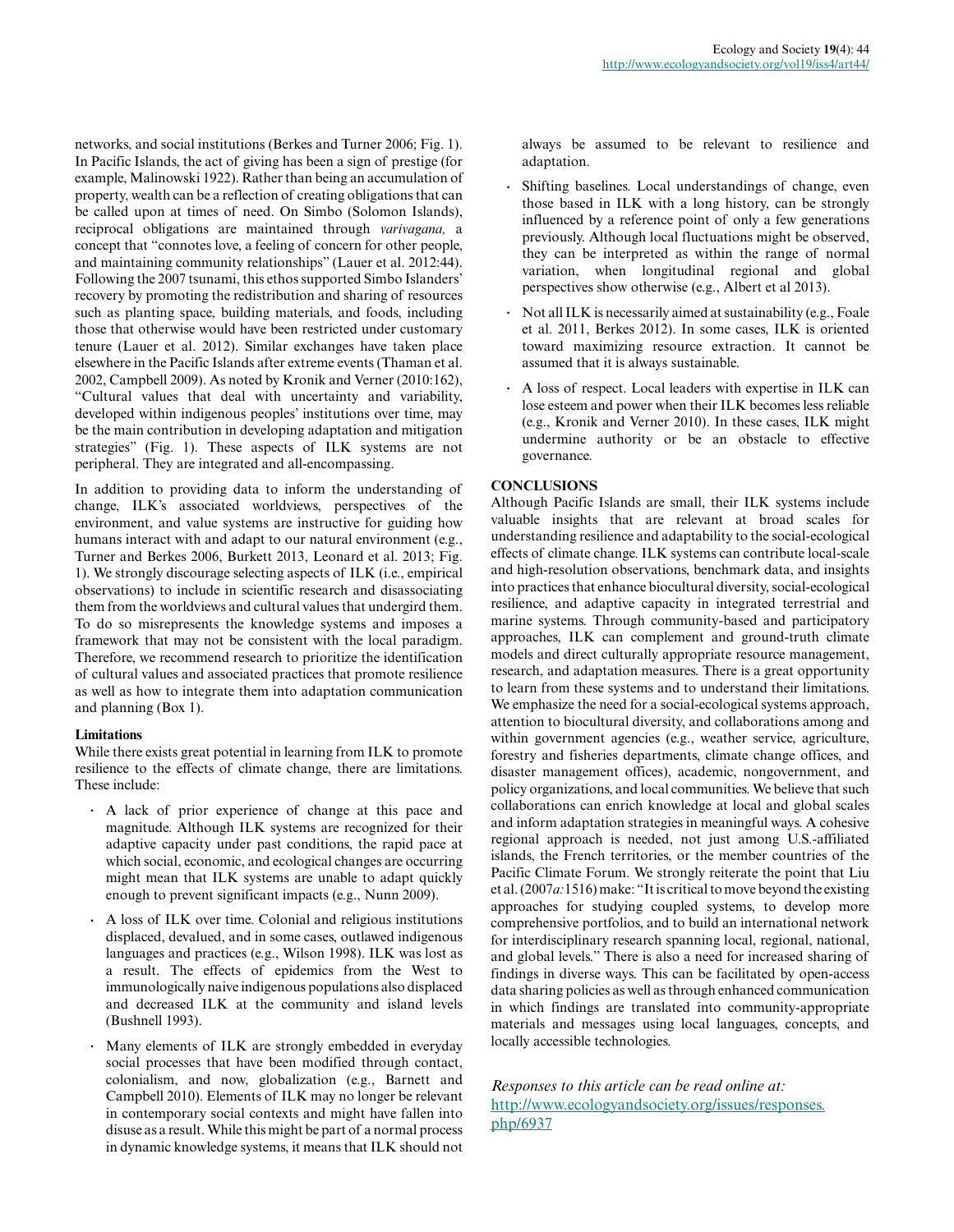networks, and social institutions (Berkes and Turner 2006; Fig. 1). In Pacific Islands, the act of giving has been a sign of prestige (for example, Malinowski 1922). Rather than being an accumulation of property, wealth can be a reflection of creating obligations that can be called upon at times of need. On Simbo (Solomon Islands), reciprocal obligations are maintained through *varivagana,* a concept that "connotes love, a feeling of concern for other people, and maintaining community relationships" (Lauer et al. 2012:44). Following the 2007 tsunami, this ethos supported Simbo Islanders' recovery by promoting the redistribution and sharing of resources such as planting space, building materials, and foods, including those that otherwise would have been restricted under customary tenure (Lauer et al. 2012). Similar exchanges have taken place elsewhere in the Pacific Islands after extreme events (Thaman et al. 2002, Campbell 2009). As noted by Kronik and Verner (2010:162), "Cultural values that deal with uncertainty and variability, developed within indigenous peoples' institutions over time, may be the main contribution in developing adaptation and mitigation strategies" (Fig. 1). These aspects of ILK systems are not peripheral. They are integrated and all-encompassing.

In addition to providing data to inform the understanding of change, ILK's associated worldviews, perspectives of the environment, and value systems are instructive for guiding how humans interact with and adapt to our natural environment (e.g., Turner and Berkes 2006, Burkett 2013, Leonard et al. 2013; Fig. 1). We strongly discourage selecting aspects of ILK (i.e., empirical observations) to include in scientific research and disassociating them from the worldviews and cultural values that undergird them. To do so misrepresents the knowledge systems and imposes a framework that may not be consistent with the local paradigm. Therefore, we recommend research to prioritize the identification of cultural values and associated practices that promote resilience as well as how to integrate them into adaptation communication and planning (Box 1).

**Limitations**

While there exists great potential in learning from ILK to promote resilience to the effects of climate change, there are limitations. These include:

- A lack of prior experience of change at this pace and magnitude. Although ILK systems are recognized for their adaptive capacity under past conditions, the rapid pace at which social, economic, and ecological changes are occurring might mean that ILK systems are unable to adapt quickly enough to prevent significant impacts (e.g., Nunn 2009).
- A loss of ILK over time. Colonial and religious institutions displaced, devalued, and in some cases, outlawed indigenous languages and practices (e.g., Wilson 1998). ILK was lost as a result. The effects of epidemics from the West to immunologically naive indigenous populations also displaced and decreased ILK at the community and island levels (Bushnell 1993).
- Many elements of ILK are strongly embedded in everyday social processes that have been modified through contact, colonialism, and now, globalization (e.g., Barnett and Campbell 2010). Elements of ILK may no longer be relevant in contemporary social contexts and might have fallen into disuse as a result. While this might be part of a normal process in dynamic knowledge systems, it means that ILK should not always be assumed to be relevant to resilience and adaptation.
- Shifting baselines. Local understandings of change, even those based in ILK with a long history, can be strongly influenced by a reference point of only a few generations previously. Although local fluctuations might be observed, they can be interpreted as within the range of normal variation, when longitudinal regional and global perspectives show otherwise (e.g., Albert et al 2013).
- Not all ILK is necessarily aimed at sustainability (e.g., Foale et al. 2011, Berkes 2012). In some cases, ILK is oriented toward maximizing resource extraction. It cannot be assumed that it is always sustainable.
- A loss of respect. Local leaders with expertise in ILK can lose esteem and power when their ILK becomes less reliable (e.g., Kronik and Verner 2010). In these cases, ILK might undermine authority or be an obstacle to effective governance.

## CONCLUSIONS

Although Pacific Islands are small, their ILK systems include valuable insights that are relevant at broad scales for understanding resilience and adaptability to the social-ecological effects of climate change. ILK systems can contribute local-scale and high-resolution observations, benchmark data, and insights into practices that enhance biocultural diversity, social-ecological resilience, and adaptive capacity in integrated terrestrial and marine systems. Through community-based and participatory approaches, ILK can complement and ground-truth climate models and direct culturally appropriate resource management, research, and adaptation measures. There is a great opportunity to learn from these systems and to understand their limitations. We emphasize the need for a social-ecological systems approach, attention to biocultural diversity, and collaborations among and within government agencies (e.g., weather service, agriculture, forestry and fisheries departments, climate change offices, and disaster management offices), academic, nongovernment, and policy organizations, and local communities. We believe that such collaborations can enrich knowledge at local and global scales and inform adaptation strategies in meaningful ways. A cohesive regional approach is needed, not just among U.S.-affiliated islands, the French territories, or the member countries of the Pacific Climate Forum. We strongly reiterate the point that Liu et al. (2007*a:*1516) make: "It is critical to move beyond the existing approaches for studying coupled systems, to develop more comprehensive portfolios, and to build an international network for interdisciplinary research spanning local, regional, national, and global levels." There is also a need for increased sharing of findings in diverse ways. This can be facilitated by open-access data sharing policies as well as through enhanced communication in which findings are translated into community-appropriate materials and messages using local languages, concepts, and locally accessible technologies.

*Responses to this article can be read online at:*
http://www.ecologyandsociety.org/issues/responses.php/6937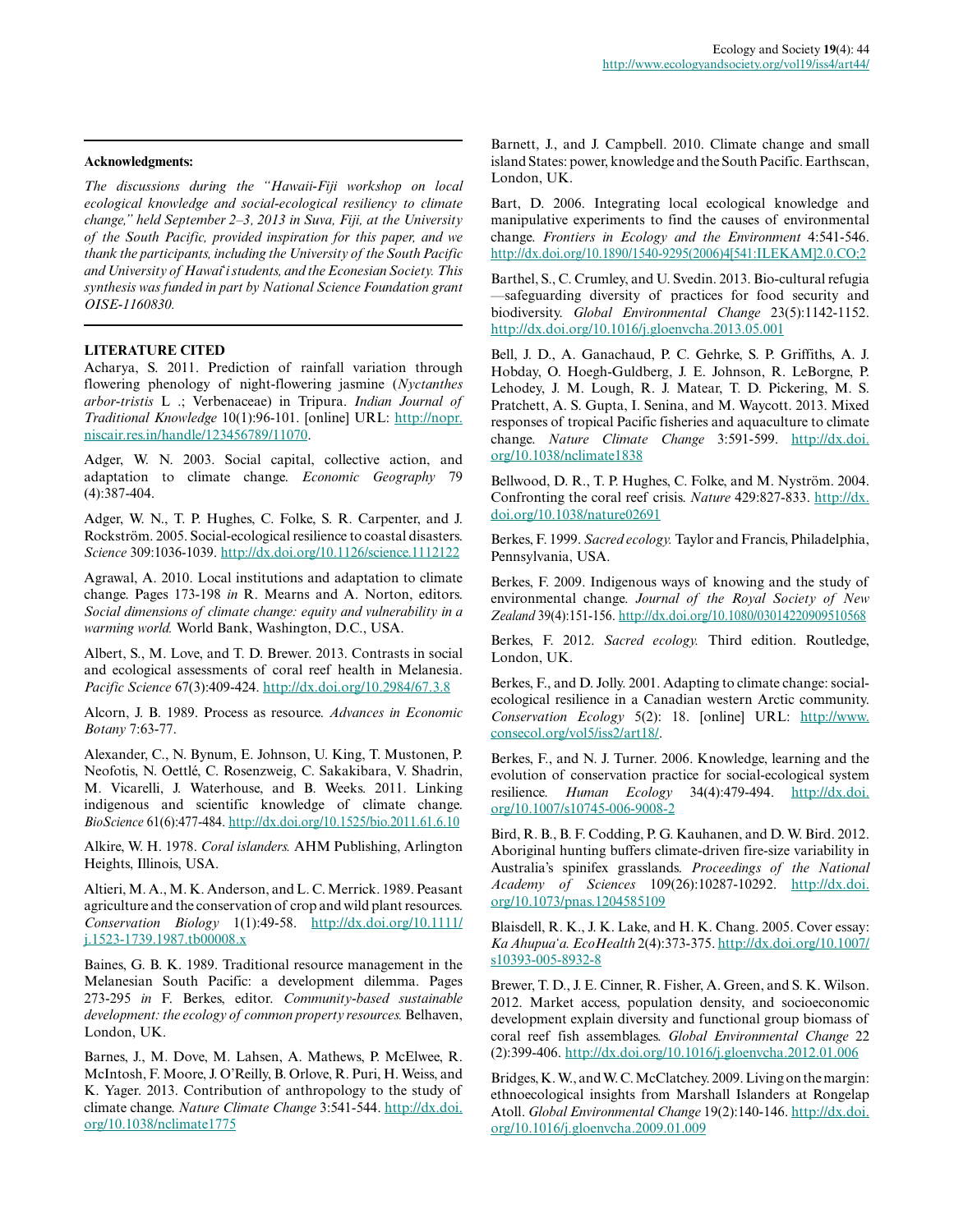**Acknowledgments:**

*The discussions during the "Hawaii-Fiji workshop on local ecological knowledge and social-ecological resiliency to climate change," held September 2–3, 2013 in Suva, Fiji, at the University of the South Pacific, provided inspiration for this paper, and we thank the participants, including the University of the South Pacific and University of Hawaiʻi students, and the Econesian Society. This synthesis was funded in part by National Science Foundation grant OISE-1160830.*

## LITERATURE CITED

Acharya, S. 2011. Prediction of rainfall variation through flowering phenology of night-flowering jasmine (*Nyctanthes arbor-tristis* L .; Verbenaceae) in Tripura. *Indian Journal of Traditional Knowledge* 10(1):96-101. [online] URL: http://nopr.niscair.res.in/handle/123456789/11070.

Adger, W. N. 2003. Social capital, collective action, and adaptation to climate change. *Economic Geography* 79 (4):387-404.

Adger, W. N., T. P. Hughes, C. Folke, S. R. Carpenter, and J. Rockström. 2005. Social-ecological resilience to coastal disasters. *Science* 309:1036-1039. http://dx.doi.org/10.1126/science.1112122

Agrawal, A. 2010. Local institutions and adaptation to climate change. Pages 173-198 *in* R. Mearns and A. Norton, editors. *Social dimensions of climate change: equity and vulnerability in a warming world.* World Bank, Washington, D.C., USA.

Albert, S., M. Love, and T. D. Brewer. 2013. Contrasts in social and ecological assessments of coral reef health in Melanesia. *Pacific Science* 67(3):409-424. http://dx.doi.org/10.2984/67.3.8

Alcorn, J. B. 1989. Process as resource. *Advances in Economic Botany* 7:63-77.

Alexander, C., N. Bynum, E. Johnson, U. King, T. Mustonen, P. Neofotis, N. Oettlé, C. Rosenzweig, C. Sakakibara, V. Shadrin, M. Vicarelli, J. Waterhouse, and B. Weeks. 2011. Linking indigenous and scientific knowledge of climate change. *BioScience* 61(6):477-484. http://dx.doi.org/10.1525/bio.2011.61.6.10

Alkire, W. H. 1978. *Coral islanders.* AHM Publishing, Arlington Heights, Illinois, USA.

Altieri, M. A., M. K. Anderson, and L. C. Merrick. 1989. Peasant agriculture and the conservation of crop and wild plant resources. *Conservation Biology* 1(1):49-58. http://dx.doi.org/10.1111/j.1523-1739.1987.tb00008.x

Baines, G. B. K. 1989. Traditional resource management in the Melanesian South Pacific: a development dilemma. Pages 273-295 *in* F. Berkes, editor. *Community-based sustainable development: the ecology of common property resources.* Belhaven, London, UK.

Barnes, J., M. Dove, M. Lahsen, A. Mathews, P. McElwee, R. McIntosh, F. Moore, J. O'Reilly, B. Orlove, R. Puri, H. Weiss, and K. Yager. 2013. Contribution of anthropology to the study of climate change. *Nature Climate Change* 3:541-544. http://dx.doi.org/10.1038/nclimate1775

Barnett, J., and J. Campbell. 2010. Climate change and small island States: power, knowledge and the South Pacific. Earthscan, London, UK.

Bart, D. 2006. Integrating local ecological knowledge and manipulative experiments to find the causes of environmental change. *Frontiers in Ecology and the Environment* 4:541-546. http://dx.doi.org/10.1890/1540-9295(2006)4[541:ILEKAM]2.0.CO;2

Barthel, S., C. Crumley, and U. Svedin. 2013. Bio-cultural refugia—safeguarding diversity of practices for food security and biodiversity. *Global Environmental Change* 23(5):1142-1152. http://dx.doi.org/10.1016/j.gloenvcha.2013.05.001

Bell, J. D., A. Ganachaud, P. C. Gehrke, S. P. Griffiths, A. J. Hobday, O. Hoegh-Guldberg, J. E. Johnson, R. LeBorgne, P. Lehodey, J. M. Lough, R. J. Matear, T. D. Pickering, M. S. Pratchett, A. S. Gupta, I. Senina, and M. Waycott. 2013. Mixed responses of tropical Pacific fisheries and aquaculture to climate change. *Nature Climate Change* 3:591-599. http://dx.doi.org/10.1038/nclimate1838

Bellwood, D. R., T. P. Hughes, C. Folke, and M. Nyström. 2004. Confronting the coral reef crisis. *Nature* 429:827-833. http://dx.doi.org/10.1038/nature02691

Berkes, F. 1999. *Sacred ecology.* Taylor and Francis, Philadelphia, Pennsylvania, USA.

Berkes, F. 2009. Indigenous ways of knowing and the study of environmental change. *Journal of the Royal Society of New Zealand* 39(4):151-156. http://dx.doi.org/10.1080/03014220909510568

Berkes, F. 2012. *Sacred ecology.* Third edition. Routledge, London, UK.

Berkes, F., and D. Jolly. 2001. Adapting to climate change: social-ecological resilience in a Canadian western Arctic community. *Conservation Ecology* 5(2): 18. [online] URL: http://www.consecol.org/vol5/iss2/art18/.

Berkes, F., and N. J. Turner. 2006. Knowledge, learning and the evolution of conservation practice for social-ecological system resilience. *Human Ecology* 34(4):479-494. http://dx.doi.org/10.1007/s10745-006-9008-2

Bird, R. B., B. F. Codding, P. G. Kauhanen, and D. W. Bird. 2012. Aboriginal hunting buffers climate-driven fire-size variability in Australia's spinifex grasslands. *Proceedings of the National Academy of Sciences* 109(26):10287-10292. http://dx.doi.org/10.1073/pnas.1204585109

Blaisdell, R. K., J. K. Lake, and H. K. Chang. 2005. Cover essay: *Ka Ahupua'a. EcoHealth* 2(4):373-375. http://dx.doi.org/10.1007/s10393-005-8932-8

Brewer, T. D., J. E. Cinner, R. Fisher, A. Green, and S. K. Wilson. 2012. Market access, population density, and socioeconomic development explain diversity and functional group biomass of coral reef fish assemblages. *Global Environmental Change* 22 (2):399-406. http://dx.doi.org/10.1016/j.gloenvcha.2012.01.006

Bridges, K. W., and W. C. McClatchey. 2009. Living on the margin: ethnoecological insights from Marshall Islanders at Rongelap Atoll. *Global Environmental Change* 19(2):140-146. http://dx.doi.org/10.1016/j.gloenvcha.2009.01.009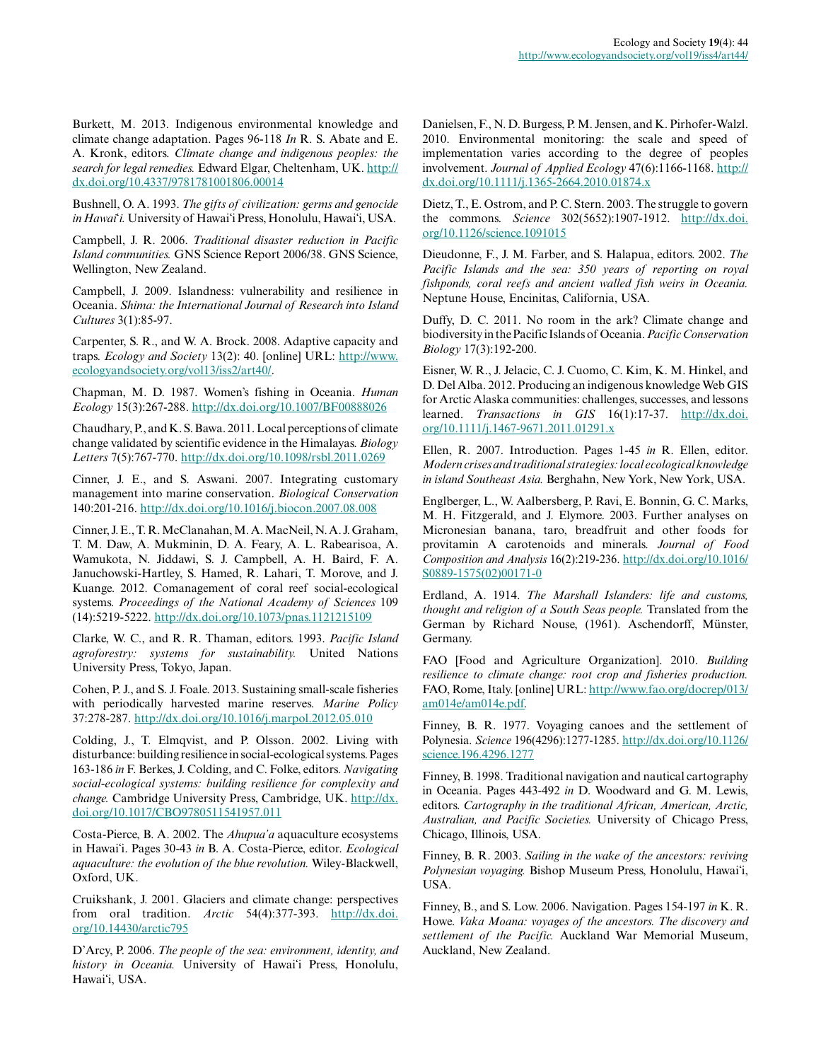Burkett, M. 2013. Indigenous environmental knowledge and climate change adaptation. Pages 96-118 *In* R. S. Abate and E. A. Kronk, editors. *Climate change and indigenous peoples: the search for legal remedies.* Edward Elgar, Cheltenham, UK. http://dx.doi.org/10.4337/9781781001806.00014

Bushnell, O. A. 1993. *The gifts of civilization: germs and genocide in Hawai'i.* University of Hawai'i Press, Honolulu, Hawai'i, USA.

Campbell, J. R. 2006. *Traditional disaster reduction in Pacific Island communities.* GNS Science Report 2006/38. GNS Science, Wellington, New Zealand.

Campbell, J. 2009. Islandness: vulnerability and resilience in Oceania. *Shima: the International Journal of Research into Island Cultures* 3(1):85-97.

Carpenter, S. R., and W. A. Brock. 2008. Adaptive capacity and traps. *Ecology and Society* 13(2): 40. [online] URL: http://www.ecologyandsociety.org/vol13/iss2/art40/.

Chapman, M. D. 1987. Women's fishing in Oceania. *Human Ecology* 15(3):267-288. http://dx.doi.org/10.1007/BF00888026

Chaudhary, P., and K. S. Bawa. 2011. Local perceptions of climate change validated by scientific evidence in the Himalayas. *Biology Letters* 7(5):767-770. http://dx.doi.org/10.1098/rsbl.2011.0269

Cinner, J. E., and S. Aswani. 2007. Integrating customary management into marine conservation. *Biological Conservation* 140:201-216. http://dx.doi.org/10.1016/j.biocon.2007.08.008

Cinner, J. E., T. R. McClanahan, M. A. MacNeil, N. A. J. Graham, T. M. Daw, A. Mukminin, D. A. Feary, A. L. Rabearisoa, A. Wamukota, N. Jiddawi, S. J. Campbell, A. H. Baird, F. A. Januchowski-Hartley, S. Hamed, R. Lahari, T. Morove, and J. Kuange. 2012. Comanagement of coral reef social-ecological systems. *Proceedings of the National Academy of Sciences* 109 (14):5219-5222. http://dx.doi.org/10.1073/pnas.1121215109

Clarke, W. C., and R. R. Thaman, editors. 1993. *Pacific Island agroforestry: systems for sustainability.* United Nations University Press, Tokyo, Japan.

Cohen, P. J., and S. J. Foale. 2013. Sustaining small-scale fisheries with periodically harvested marine reserves. *Marine Policy* 37:278-287. http://dx.doi.org/10.1016/j.marpol.2012.05.010

Colding, J., T. Elmqvist, and P. Olsson. 2002. Living with disturbance: building resilience in social-ecological systems. Pages 163-186 *in* F. Berkes, J. Colding, and C. Folke, editors. *Navigating social-ecological systems: building resilience for complexity and change.* Cambridge University Press, Cambridge, UK. http://dx.doi.org/10.1017/CBO9780511541957.011

Costa-Pierce, B. A. 2002. The *Ahupua'a* aquaculture ecosystems in Hawai'i. Pages 30-43 *in* B. A. Costa-Pierce, editor. *Ecological aquaculture: the evolution of the blue revolution.* Wiley-Blackwell, Oxford, UK.

Cruikshank, J. 2001. Glaciers and climate change: perspectives from oral tradition. *Arctic* 54(4):377-393. http://dx.doi.org/10.14430/arctic795

D'Arcy, P. 2006. *The people of the sea: environment, identity, and history in Oceania.* University of Hawai'i Press, Honolulu, Hawai'i, USA.

Danielsen, F., N. D. Burgess, P. M. Jensen, and K. Pirhofer-Walzl. 2010. Environmental monitoring: the scale and speed of implementation varies according to the degree of peoples involvement. *Journal of Applied Ecology* 47(6):1166-1168. http://dx.doi.org/10.1111/j.1365-2664.2010.01874.x

Dietz, T., E. Ostrom, and P. C. Stern. 2003. The struggle to govern the commons. *Science* 302(5652):1907-1912. http://dx.doi.org/10.1126/science.1091015

Dieudonne, F., J. M. Farber, and S. Halapua, editors. 2002. *The Pacific Islands and the sea: 350 years of reporting on royal fishponds, coral reefs and ancient walled fish weirs in Oceania.* Neptune House, Encinitas, California, USA.

Duffy, D. C. 2011. No room in the ark? Climate change and biodiversity in the Pacific Islands of Oceania. *Pacific Conservation Biology* 17(3):192-200.

Eisner, W. R., J. Jelacic, C. J. Cuomo, C. Kim, K. M. Hinkel, and D. Del Alba. 2012. Producing an indigenous knowledge Web GIS for Arctic Alaska communities: challenges, successes, and lessons learned. *Transactions in GIS* 16(1):17-37. http://dx.doi.org/10.1111/j.1467-9671.2011.01291.x

Ellen, R. 2007. Introduction. Pages 1-45 *in* R. Ellen, editor. *Modern crises and traditional strategies: local ecological knowledge in island Southeast Asia.* Berghahn, New York, New York, USA.

Englberger, L., W. Aalbersberg, P. Ravi, E. Bonnin, G. C. Marks, M. H. Fitzgerald, and J. Elymore. 2003. Further analyses on Micronesian banana, taro, breadfruit and other foods for provitamin A carotenoids and minerals. *Journal of Food Composition and Analysis* 16(2):219-236. http://dx.doi.org/10.1016/S0889-1575(02)00171-0

Erdland, A. 1914. *The Marshall Islanders: life and customs, thought and religion of a South Seas people.* Translated from the German by Richard Nouse, (1961). Aschendorff, Münster, Germany.

FAO [Food and Agriculture Organization]. 2010. *Building resilience to climate change: root crop and fisheries production.* FAO, Rome, Italy. [online] URL: http://www.fao.org/docrep/013/am014e/am014e.pdf.

Finney, B. R. 1977. Voyaging canoes and the settlement of Polynesia. *Science* 196(4296):1277-1285. http://dx.doi.org/10.1126/science.196.4296.1277

Finney, B. 1998. Traditional navigation and nautical cartography in Oceania. Pages 443-492 *in* D. Woodward and G. M. Lewis, editors. *Cartography in the traditional African, American, Arctic, Australian, and Pacific Societies.* University of Chicago Press, Chicago, Illinois, USA.

Finney, B. R. 2003. *Sailing in the wake of the ancestors: reviving Polynesian voyaging.* Bishop Museum Press, Honolulu, Hawai'i, USA.

Finney, B., and S. Low. 2006. Navigation. Pages 154-197 *in* K. R. Howe. *Vaka Moana: voyages of the ancestors. The discovery and settlement of the Pacific.* Auckland War Memorial Museum, Auckland, New Zealand.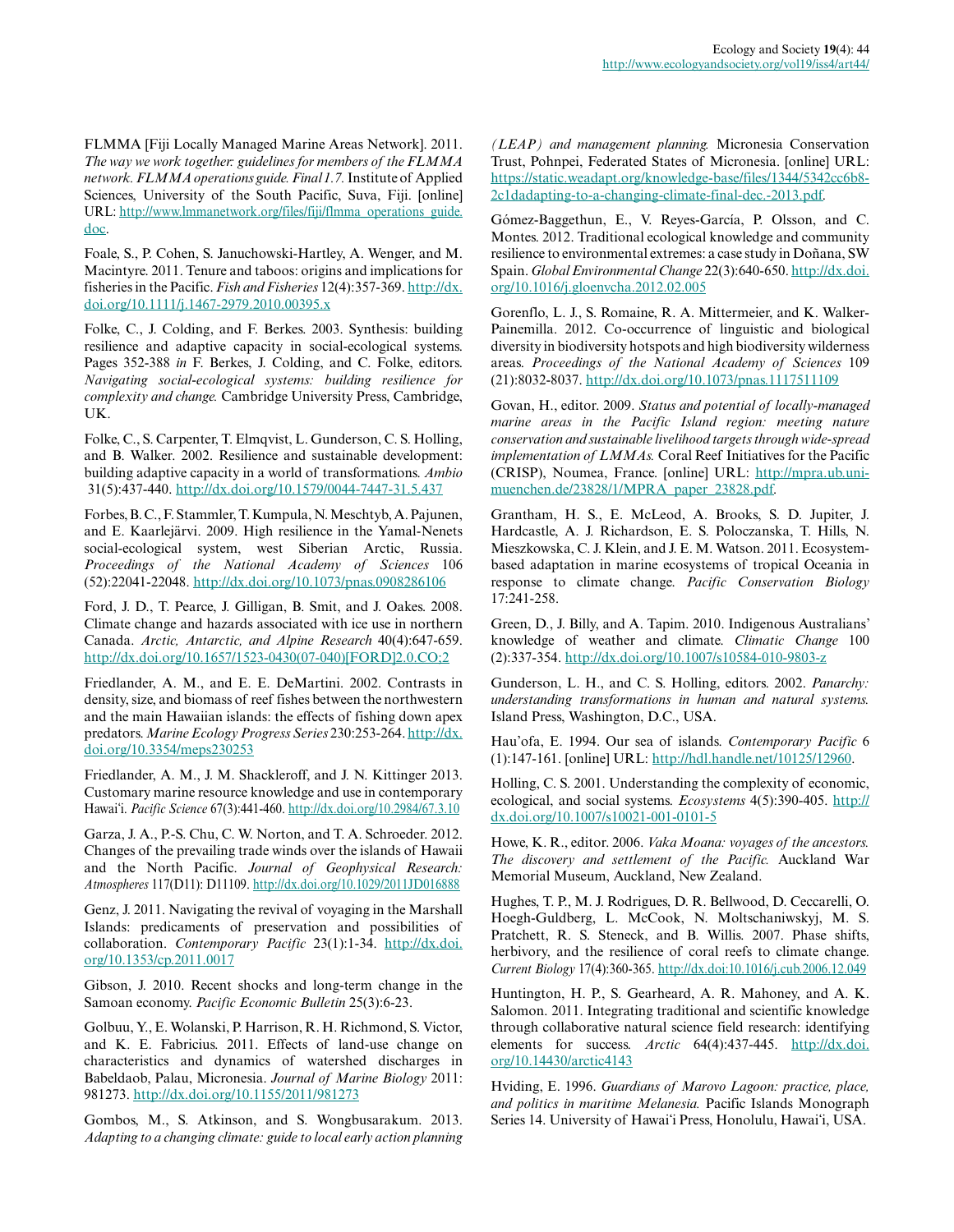FLMMA [Fiji Locally Managed Marine Areas Network]. 2011. *The way we work together: guidelines for members of the FLMMA network. FLMMA operations guide. Final 1.7.* Institute of Applied Sciences, University of the South Pacific, Suva, Fiji. [online] URL: http://www.lmmanetwork.org/files/fiji/flmma_operations_guide.doc.

Foale, S., P. Cohen, S. Januchowski-Hartley, A. Wenger, and M. Macintyre. 2011. Tenure and taboos: origins and implications for fisheries in the Pacific. *Fish and Fisheries* 12(4):357-369. http://dx.doi.org/10.1111/j.1467-2979.2010.00395.x

Folke, C., J. Colding, and F. Berkes. 2003. Synthesis: building resilience and adaptive capacity in social-ecological systems. Pages 352-388 *in* F. Berkes, J. Colding, and C. Folke, editors. *Navigating social-ecological systems: building resilience for complexity and change.* Cambridge University Press, Cambridge, UK.

Folke, C., S. Carpenter, T. Elmqvist, L. Gunderson, C. S. Holling, and B. Walker. 2002. Resilience and sustainable development: building adaptive capacity in a world of transformations. *Ambio* 31(5):437-440. http://dx.doi.org/10.1579/0044-7447-31.5.437

Forbes, B. C., F. Stammler, T. Kumpula, N. Meschtyb, A. Pajunen, and E. Kaarlejärvi. 2009. High resilience in the Yamal-Nenets social-ecological system, west Siberian Arctic, Russia. *Proceedings of the National Academy of Sciences* 106 (52):22041-22048. http://dx.doi.org/10.1073/pnas.0908286106

Ford, J. D., T. Pearce, J. Gilligan, B. Smit, and J. Oakes. 2008. Climate change and hazards associated with ice use in northern Canada. *Arctic, Antarctic, and Alpine Research* 40(4):647-659. http://dx.doi.org/10.1657/1523-0430(07-040)[FORD]2.0.CO;2

Friedlander, A. M., and E. E. DeMartini. 2002. Contrasts in density, size, and biomass of reef fishes between the northwestern and the main Hawaiian islands: the effects of fishing down apex predators. *Marine Ecology Progress Series* 230:253-264. http://dx.doi.org/10.3354/meps230253

Friedlander, A. M., J. M. Shackleroff, and J. N. Kittinger 2013. Customary marine resource knowledge and use in contemporary Hawai'i. *Pacific Science* 67(3):441-460. http://dx.doi.org/10.2984/67.3.10

Garza, J. A., P.-S. Chu, C. W. Norton, and T. A. Schroeder. 2012. Changes of the prevailing trade winds over the islands of Hawaii and the North Pacific. *Journal of Geophysical Research: Atmospheres* 117(D11): D11109. http://dx.doi.org/10.1029/2011JD016888

Genz, J. 2011. Navigating the revival of voyaging in the Marshall Islands: predicaments of preservation and possibilities of collaboration. *Contemporary Pacific* 23(1):1-34. http://dx.doi.org/10.1353/cp.2011.0017

Gibson, J. 2010. Recent shocks and long-term change in the Samoan economy. *Pacific Economic Bulletin* 25(3):6-23.

Golbuu, Y., E. Wolanski, P. Harrison, R. H. Richmond, S. Victor, and K. E. Fabricius. 2011. Effects of land-use change on characteristics and dynamics of watershed discharges in Babeldaob, Palau, Micronesia. *Journal of Marine Biology* 2011: 981273. http://dx.doi.org/10.1155/2011/981273

Gombos, M., S. Atkinson, and S. Wongbusarakum. 2013. *Adapting to a changing climate: guide to local early action planning (LEAP) and management planning.* Micronesia Conservation Trust, Pohnpei, Federated States of Micronesia. [online] URL: https://static.weadapt.org/knowledge-base/files/1344/5342cc6b82c1dadapting-to-a-changing-climate-final-dec.-2013.pdf.

Gómez-Baggethun, E., V. Reyes-García, P. Olsson, and C. Montes. 2012. Traditional ecological knowledge and community resilience to environmental extremes: a case study in Doñana, SW Spain. *Global Environmental Change* 22(3):640-650. http://dx.doi.org/10.1016/j.gloenvcha.2012.02.005

Gorenflo, L. J., S. Romaine, R. A. Mittermeier, and K. Walker-Painemilla. 2012. Co-occurrence of linguistic and biological diversity in biodiversity hotspots and high biodiversity wilderness areas. *Proceedings of the National Academy of Sciences* 109 (21):8032-8037. http://dx.doi.org/10.1073/pnas.1117511109

Govan, H., editor. 2009. *Status and potential of locally-managed marine areas in the Pacific Island region: meeting nature conservation and sustainable livelihood targets through wide-spread implementation of LMMAs.* Coral Reef Initiatives for the Pacific (CRISP), Noumea, France. [online] URL: http://mpra.ub.uni-muenchen.de/23828/1/MPRA_paper_23828.pdf.

Grantham, H. S., E. McLeod, A. Brooks, S. D. Jupiter, J. Hardcastle, A. J. Richardson, E. S. Poloczanska, T. Hills, N. Mieszkowska, C. J. Klein, and J. E. M. Watson. 2011. Ecosystem-based adaptation in marine ecosystems of tropical Oceania in response to climate change. *Pacific Conservation Biology* 17:241-258.

Green, D., J. Billy, and A. Tapim. 2010. Indigenous Australians' knowledge of weather and climate. *Climatic Change* 100 (2):337-354. http://dx.doi.org/10.1007/s10584-010-9803-z

Gunderson, L. H., and C. S. Holling, editors. 2002. *Panarchy: understanding transformations in human and natural systems.* Island Press, Washington, D.C., USA.

Hau'ofa, E. 1994. Our sea of islands. *Contemporary Pacific* 6 (1):147-161. [online] URL: http://hdl.handle.net/10125/12960.

Holling, C. S. 2001. Understanding the complexity of economic, ecological, and social systems. *Ecosystems* 4(5):390-405. http://dx.doi.org/10.1007/s10021-001-0101-5

Howe, K. R., editor. 2006. *Vaka Moana: voyages of the ancestors. The discovery and settlement of the Pacific.* Auckland War Memorial Museum, Auckland, New Zealand.

Hughes, T. P., M. J. Rodrigues, D. R. Bellwood, D. Ceccarelli, O. Hoegh-Guldberg, L. McCook, N. Moltschaniwskyj, M. S. Pratchett, R. S. Steneck, and B. Willis. 2007. Phase shifts, herbivory, and the resilience of coral reefs to climate change. *Current Biology* 17(4):360-365. http://dx.doi:10.1016/j.cub.2006.12.049

Huntington, H. P., S. Gearheard, A. R. Mahoney, and A. K. Salomon. 2011. Integrating traditional and scientific knowledge through collaborative natural science field research: identifying elements for success. *Arctic* 64(4):437-445. http://dx.doi.org/10.14430/arctic4143

Hviding, E. 1996. *Guardians of Marovo Lagoon: practice, place, and politics in maritime Melanesia.* Pacific Islands Monograph Series 14. University of Hawai'i Press, Honolulu, Hawai'i, USA.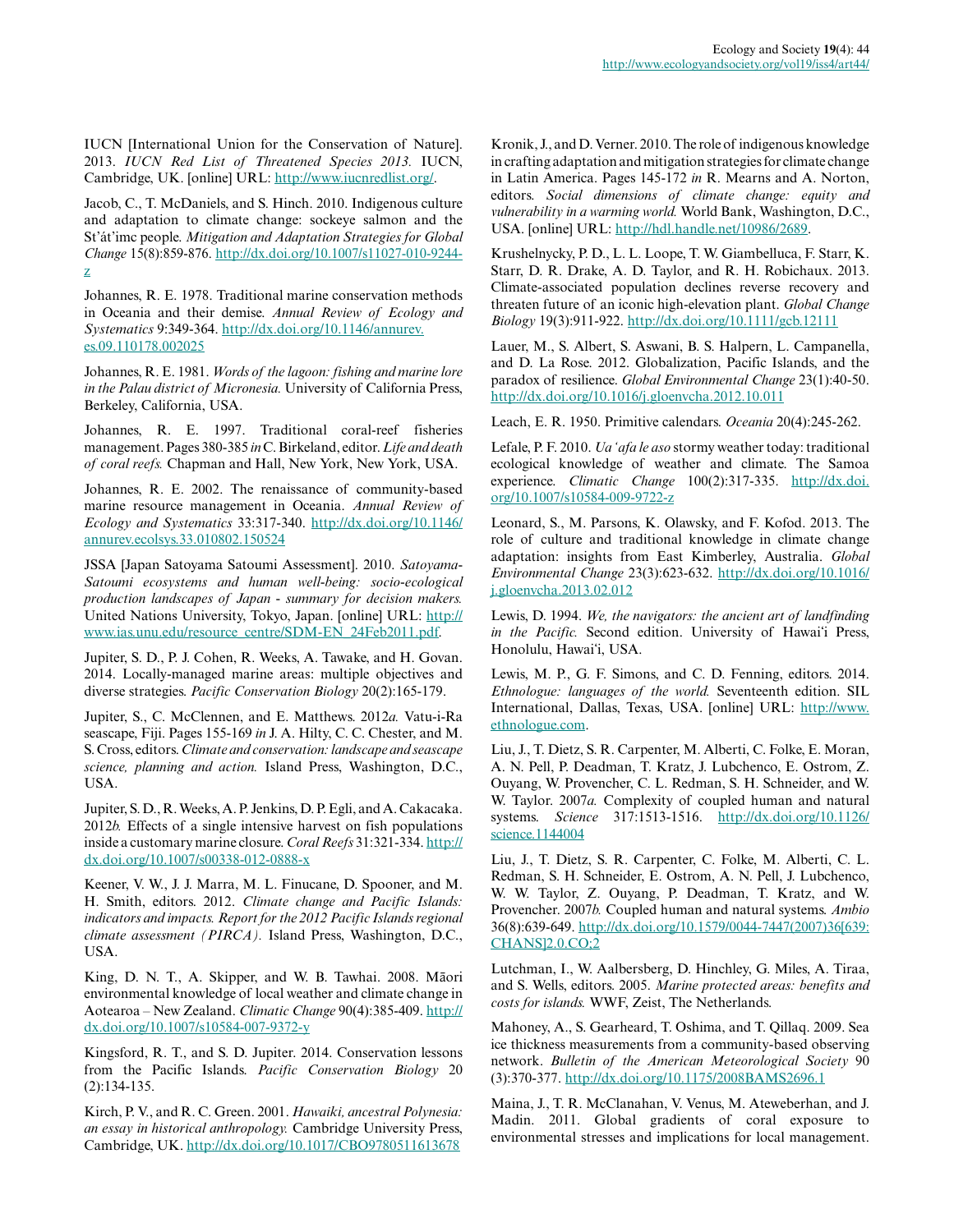IUCN [International Union for the Conservation of Nature]. 2013. *IUCN Red List of Threatened Species 2013.* IUCN, Cambridge, UK. [online] URL: http://www.iucnredlist.org/.

Jacob, C., T. McDaniels, and S. Hinch. 2010. Indigenous culture and adaptation to climate change: sockeye salmon and the St'át'imc people. *Mitigation and Adaptation Strategies for Global Change* 15(8):859-876. http://dx.doi.org/10.1007/s11027-010-9244-z

Johannes, R. E. 1978. Traditional marine conservation methods in Oceania and their demise. *Annual Review of Ecology and Systematics* 9:349-364. http://dx.doi.org/10.1146/annurev.es.09.110178.002025

Johannes, R. E. 1981. *Words of the lagoon: fishing and marine lore in the Palau district of Micronesia.* University of California Press, Berkeley, California, USA.

Johannes, R. E. 1997. Traditional coral-reef fisheries management. Pages 380-385 *in* C. Birkeland, editor. *Life and death of coral reefs.* Chapman and Hall, New York, New York, USA.

Johannes, R. E. 2002. The renaissance of community-based marine resource management in Oceania. *Annual Review of Ecology and Systematics* 33:317-340. http://dx.doi.org/10.1146/annurev.ecolsys.33.010802.150524

JSSA [Japan Satoyama Satoumi Assessment]. 2010. *Satoyama-Satoumi ecosystems and human well-being: socio-ecological production landscapes of Japan - summary for decision makers.* United Nations University, Tokyo, Japan. [online] URL: http://www.ias.unu.edu/resource_centre/SDM-EN_24Feb2011.pdf.

Jupiter, S. D., P. J. Cohen, R. Weeks, A. Tawake, and H. Govan. 2014. Locally-managed marine areas: multiple objectives and diverse strategies. *Pacific Conservation Biology* 20(2):165-179.

Jupiter, S., C. McClennen, and E. Matthews. 2012*a.* Vatu-i-Ra seascape, Fiji. Pages 155-169 *in* J. A. Hilty, C. C. Chester, and M. S. Cross, editors. *Climate and conservation: landscape and seascape science, planning and action.* Island Press, Washington, D.C., USA.

Jupiter, S. D., R. Weeks, A. P. Jenkins, D. P. Egli, and A. Cakacaka. 2012*b.* Effects of a single intensive harvest on fish populations inside a customary marine closure. *Coral Reefs* 31:321-334. http://dx.doi.org/10.1007/s00338-012-0888-x

Keener, V. W., J. J. Marra, M. L. Finucane, D. Spooner, and M. H. Smith, editors. 2012. *Climate change and Pacific Islands: indicators and impacts. Report for the 2012 Pacific Islands regional climate assessment (PIRCA).* Island Press, Washington, D.C., USA.

King, D. N. T., A. Skipper, and W. B. Tawhai. 2008. Māori environmental knowledge of local weather and climate change in Aotearoa – New Zealand. *Climatic Change* 90(4):385-409. http://dx.doi.org/10.1007/s10584-007-9372-y

Kingsford, R. T., and S. D. Jupiter. 2014. Conservation lessons from the Pacific Islands. *Pacific Conservation Biology* 20 (2):134-135.

Kirch, P. V., and R. C. Green. 2001. *Hawaiki, ancestral Polynesia: an essay in historical anthropology.* Cambridge University Press, Cambridge, UK. http://dx.doi.org/10.1017/CBO9780511613678

Kronik, J., and D. Verner. 2010. The role of indigenous knowledge in crafting adaptation and mitigation strategies for climate change in Latin America. Pages 145-172 *in* R. Mearns and A. Norton, editors. *Social dimensions of climate change: equity and vulnerability in a warming world.* World Bank, Washington, D.C., USA. [online] URL: http://hdl.handle.net/10986/2689.

Krushelnycky, P. D., L. L. Loope, T. W. Giambelluca, F. Starr, K. Starr, D. R. Drake, A. D. Taylor, and R. H. Robichaux. 2013. Climate-associated population declines reverse recovery and threaten future of an iconic high-elevation plant. *Global Change Biology* 19(3):911-922. http://dx.doi.org/10.1111/gcb.12111

Lauer, M., S. Albert, S. Aswani, B. S. Halpern, L. Campanella, and D. La Rose. 2012. Globalization, Pacific Islands, and the paradox of resilience. *Global Environmental Change* 23(1):40-50. http://dx.doi.org/10.1016/j.gloenvcha.2012.10.011

Leach, E. R. 1950. Primitive calendars. *Oceania* 20(4):245-262.

Lefale, P. F. 2010. *Ua 'afa le aso* stormy weather today: traditional ecological knowledge of weather and climate. The Samoa experience. *Climatic Change* 100(2):317-335. http://dx.doi.org/10.1007/s10584-009-9722-z

Leonard, S., M. Parsons, K. Olawsky, and F. Kofod. 2013. The role of culture and traditional knowledge in climate change adaptation: insights from East Kimberley, Australia. *Global Environmental Change* 23(3):623-632. http://dx.doi.org/10.1016/j.gloenvcha.2013.02.012

Lewis, D. 1994. *We, the navigators: the ancient art of landfinding in the Pacific.* Second edition. University of Hawai'i Press, Honolulu, Hawai'i, USA.

Lewis, M. P., G. F. Simons, and C. D. Fenning, editors. 2014. *Ethnologue: languages of the world.* Seventeenth edition. SIL International, Dallas, Texas, USA. [online] URL: http://www.ethnologue.com.

Liu, J., T. Dietz, S. R. Carpenter, M. Alberti, C. Folke, E. Moran, A. N. Pell, P. Deadman, T. Kratz, J. Lubchenco, E. Ostrom, Z. Ouyang, W. Provencher, C. L. Redman, S. H. Schneider, and W. W. Taylor. 2007*a.* Complexity of coupled human and natural systems. *Science* 317:1513-1516. http://dx.doi.org/10.1126/science.1144004

Liu, J., T. Dietz, S. R. Carpenter, C. Folke, M. Alberti, C. L. Redman, S. H. Schneider, E. Ostrom, A. N. Pell, J. Lubchenco, W. W. Taylor, Z. Ouyang, P. Deadman, T. Kratz, and W. Provencher. 2007*b.* Coupled human and natural systems. *Ambio* 36(8):639-649. http://dx.doi.org/10.1579/0044-7447(2007)36[639:CHANS]2.0.CO;2

Lutchman, I., W. Aalbersberg, D. Hinchley, G. Miles, A. Tiraa, and S. Wells, editors. 2005. *Marine protected areas: benefits and costs for islands.* WWF, Zeist, The Netherlands.

Mahoney, A., S. Gearheard, T. Oshima, and T. Qillaq. 2009. Sea ice thickness measurements from a community-based observing network. *Bulletin of the American Meteorological Society* 90 (3):370-377. http://dx.doi.org/10.1175/2008BAMS2696.1

Maina, J., T. R. McClanahan, V. Venus, M. Ateweberhan, and J. Madin. 2011. Global gradients of coral exposure to environmental stresses and implications for local management.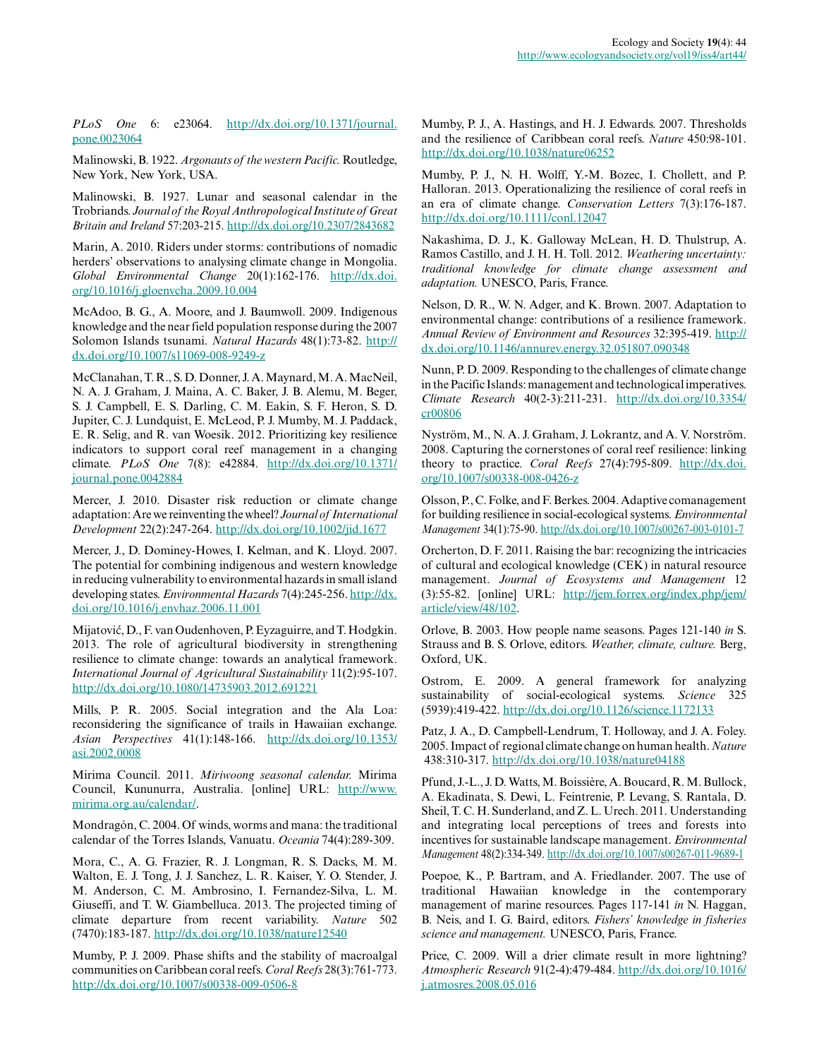*PLoS One* 6: e23064. http://dx.doi.org/10.1371/journal.pone.0023064

Malinowski, B. 1922. *Argonauts of the western Pacific.* Routledge, New York, New York, USA.

Malinowski, B. 1927. Lunar and seasonal calendar in the Trobriands. *Journal of the Royal Anthropological Institute of Great Britain and Ireland* 57:203-215. http://dx.doi.org/10.2307/2843682

Marin, A. 2010. Riders under storms: contributions of nomadic herders' observations to analysing climate change in Mongolia. *Global Environmental Change* 20(1):162-176. http://dx.doi.org/10.1016/j.gloenvcha.2009.10.004

McAdoo, B. G., A. Moore, and J. Baumwoll. 2009. Indigenous knowledge and the near field population response during the 2007 Solomon Islands tsunami. *Natural Hazards* 48(1):73-82. http://dx.doi.org/10.1007/s11069-008-9249-z

McClanahan, T. R., S. D. Donner, J. A. Maynard, M. A. MacNeil, N. A. J. Graham, J. Maina, A. C. Baker, J. B. Alemu, M. Beger, S. J. Campbell, E. S. Darling, C. M. Eakin, S. F. Heron, S. D. Jupiter, C. J. Lundquist, E. McLeod, P. J. Mumby, M. J. Paddack, E. R. Selig, and R. van Woesik. 2012. Prioritizing key resilience indicators to support coral reef management in a changing climate. *PLoS One* 7(8): e42884. http://dx.doi.org/10.1371/journal.pone.0042884

Mercer, J. 2010. Disaster risk reduction or climate change adaptation: Are we reinventing the wheel? *Journal of International Development* 22(2):247-264. http://dx.doi.org/10.1002/jid.1677

Mercer, J., D. Dominey-Howes, I. Kelman, and K. Lloyd. 2007. The potential for combining indigenous and western knowledge in reducing vulnerability to environmental hazards in small island developing states. *Environmental Hazards* 7(4):245-256. http://dx.doi.org/10.1016/j.envhaz.2006.11.001

Mijatović, D., F. van Oudenhoven, P. Eyzaguirre, and T. Hodgkin. 2013. The role of agricultural biodiversity in strengthening resilience to climate change: towards an analytical framework. *International Journal of Agricultural Sustainability* 11(2):95-107. http://dx.doi.org/10.1080/14735903.2012.691221

Mills, P. R. 2005. Social integration and the Ala Loa: reconsidering the significance of trails in Hawaiian exchange. *Asian Perspectives* 41(1):148-166. http://dx.doi.org/10.1353/asi.2002.0008

Mirima Council. 2011. *Miriwoong seasonal calendar.* Mirima Council, Kununurra, Australia. [online] URL: http://www.mirima.org.au/calendar/.

Mondragón, C. 2004. Of winds, worms and mana: the traditional calendar of the Torres Islands, Vanuatu. *Oceania* 74(4):289-309.

Mora, C., A. G. Frazier, R. J. Longman, R. S. Dacks, M. M. Walton, E. J. Tong, J. J. Sanchez, L. R. Kaiser, Y. O. Stender, J. M. Anderson, C. M. Ambrosino, I. Fernandez-Silva, L. M. Giuseffi, and T. W. Giambelluca. 2013. The projected timing of climate departure from recent variability. *Nature* 502 (7470):183-187. http://dx.doi.org/10.1038/nature12540

Mumby, P. J. 2009. Phase shifts and the stability of macroalgal communities on Caribbean coral reefs. *Coral Reefs* 28(3):761-773. http://dx.doi.org/10.1007/s00338-009-0506-8

Mumby, P. J., A. Hastings, and H. J. Edwards. 2007. Thresholds and the resilience of Caribbean coral reefs. *Nature* 450:98-101. http://dx.doi.org/10.1038/nature06252

Mumby, P. J., N. H. Wolff, Y.-M. Bozec, I. Chollett, and P. Halloran. 2013. Operationalizing the resilience of coral reefs in an era of climate change. *Conservation Letters* 7(3):176-187. http://dx.doi.org/10.1111/conl.12047

Nakashima, D. J., K. Galloway McLean, H. D. Thulstrup, A. Ramos Castillo, and J. H. H. Toll. 2012. *Weathering uncertainty: traditional knowledge for climate change assessment and adaptation.* UNESCO, Paris, France.

Nelson, D. R., W. N. Adger, and K. Brown. 2007. Adaptation to environmental change: contributions of a resilience framework. *Annual Review of Environment and Resources* 32:395-419. http://dx.doi.org/10.1146/annurev.energy.32.051807.090348

Nunn, P. D. 2009. Responding to the challenges of climate change in the Pacific Islands: management and technological imperatives. *Climate Research* 40(2-3):211-231. http://dx.doi.org/10.3354/cr00806

Nyström, M., N. A. J. Graham, J. Lokrantz, and A. V. Norström. 2008. Capturing the cornerstones of coral reef resilience: linking theory to practice. *Coral Reefs* 27(4):795-809. http://dx.doi.org/10.1007/s00338-008-0426-z

Olsson, P., C. Folke, and F. Berkes. 2004. Adaptive comanagement for building resilience in social-ecological systems. *Environmental Management* 34(1):75-90. http://dx.doi.org/10.1007/s00267-003-0101-7

Orcherton, D. F. 2011. Raising the bar: recognizing the intricacies of cultural and ecological knowledge (CEK) in natural resource management. *Journal of Ecosystems and Management* 12 (3):55-82. [online] URL: http://jem.forrex.org/index.php/jem/article/view/48/102.

Orlove, B. 2003. How people name seasons. Pages 121-140 *in* S. Strauss and B. S. Orlove, editors. *Weather, climate, culture.* Berg, Oxford, UK.

Ostrom, E. 2009. A general framework for analyzing sustainability of social-ecological systems. *Science* 325 (5939):419-422. http://dx.doi.org/10.1126/science.1172133

Patz, J. A., D. Campbell-Lendrum, T. Holloway, and J. A. Foley. 2005. Impact of regional climate change on human health. *Nature* 438:310-317. http://dx.doi.org/10.1038/nature04188

Pfund, J.-L., J. D. Watts, M. Boissière, A. Boucard, R. M. Bullock, A. Ekadinata, S. Dewi, L. Feintrenie, P. Levang, S. Rantala, D. Sheil, T. C. H. Sunderland, and Z. L. Urech. 2011. Understanding and integrating local perceptions of trees and forests into incentives for sustainable landscape management. *Environmental Management* 48(2):334-349. http://dx.doi.org/10.1007/s00267-011-9689-1

Poepoe, K., P. Bartram, and A. Friedlander. 2007. The use of traditional Hawaiian knowledge in the contemporary management of marine resources. Pages 117-141 *in* N. Haggan, B. Neis, and I. G. Baird, editors. *Fishers' knowledge in fisheries science and management.* UNESCO, Paris, France.

Price, C. 2009. Will a drier climate result in more lightning? *Atmospheric Research* 91(2-4):479-484. http://dx.doi.org/10.1016/j.atmosres.2008.05.016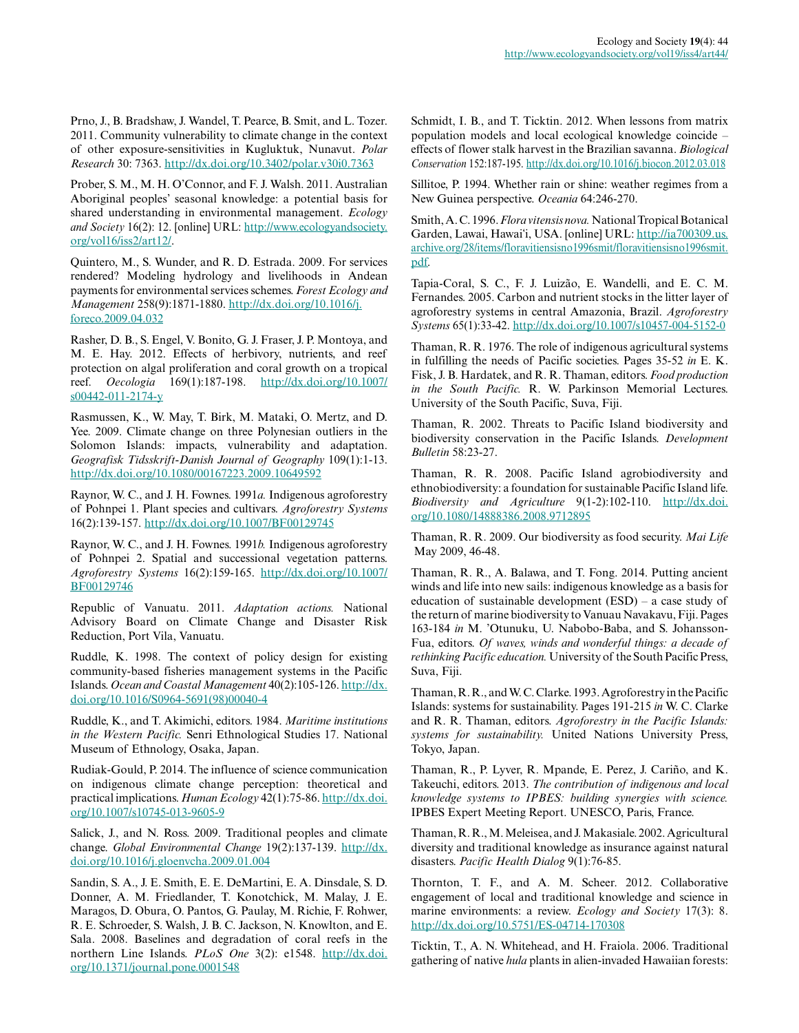Prno, J., B. Bradshaw, J. Wandel, T. Pearce, B. Smit, and L. Tozer. 2011. Community vulnerability to climate change in the context of other exposure-sensitivities in Kugluktuk, Nunavut. *Polar Research* 30: 7363. http://dx.doi.org/10.3402/polar.v30i0.7363

Prober, S. M., M. H. O'Connor, and F. J. Walsh. 2011. Australian Aboriginal peoples' seasonal knowledge: a potential basis for shared understanding in environmental management. *Ecology and Society* 16(2): 12. [online] URL: http://www.ecologyandsociety.org/vol16/iss2/art12/.

Quintero, M., S. Wunder, and R. D. Estrada. 2009. For services rendered? Modeling hydrology and livelihoods in Andean payments for environmental services schemes. *Forest Ecology and Management* 258(9):1871-1880. http://dx.doi.org/10.1016/j.foreco.2009.04.032

Rasher, D. B., S. Engel, V. Bonito, G. J. Fraser, J. P. Montoya, and M. E. Hay. 2012. Effects of herbivory, nutrients, and reef protection on algal proliferation and coral growth on a tropical reef. *Oecologia* 169(1):187-198. http://dx.doi.org/10.1007/s00442-011-2174-y

Rasmussen, K., W. May, T. Birk, M. Mataki, O. Mertz, and D. Yee. 2009. Climate change on three Polynesian outliers in the Solomon Islands: impacts, vulnerability and adaptation. *Geografisk Tidsskrift-Danish Journal of Geography* 109(1):1-13. http://dx.doi.org/10.1080/00167223.2009.10649592

Raynor, W. C., and J. H. Fownes. 1991*a*. Indigenous agroforestry of Pohnpei 1. Plant species and cultivars. *Agroforestry Systems* 16(2):139-157. http://dx.doi.org/10.1007/BF00129745

Raynor, W. C., and J. H. Fownes. 1991*b*. Indigenous agroforestry of Pohnpei 2. Spatial and successional vegetation patterns. *Agroforestry Systems* 16(2):159-165. http://dx.doi.org/10.1007/BF00129746

Republic of Vanuatu. 2011. *Adaptation actions.* National Advisory Board on Climate Change and Disaster Risk Reduction, Port Vila, Vanuatu.

Ruddle, K. 1998. The context of policy design for existing community-based fisheries management systems in the Pacific Islands. *Ocean and Coastal Management* 40(2):105-126. http://dx.doi.org/10.1016/S0964-5691(98)00040-4

Ruddle, K., and T. Akimichi, editors. 1984. *Maritime institutions in the Western Pacific.* Senri Ethnological Studies 17. National Museum of Ethnology, Osaka, Japan.

Rudiak-Gould, P. 2014. The influence of science communication on indigenous climate change perception: theoretical and practical implications. *Human Ecology* 42(1):75-86. http://dx.doi.org/10.1007/s10745-013-9605-9

Salick, J., and N. Ross. 2009. Traditional peoples and climate change. *Global Environmental Change* 19(2):137-139. http://dx.doi.org/10.1016/j.gloenvcha.2009.01.004

Sandin, S. A., J. E. Smith, E. E. DeMartini, E. A. Dinsdale, S. D. Donner, A. M. Friedlander, T. Konotchick, M. Malay, J. E. Maragos, D. Obura, O. Pantos, G. Paulay, M. Richie, F. Rohwer, R. E. Schroeder, S. Walsh, J. B. C. Jackson, N. Knowlton, and E. Sala. 2008. Baselines and degradation of coral reefs in the northern Line Islands. *PLoS One* 3(2): e1548. http://dx.doi.org/10.1371/journal.pone.0001548

Schmidt, I. B., and T. Ticktin. 2012. When lessons from matrix population models and local ecological knowledge coincide – effects of flower stalk harvest in the Brazilian savanna. *Biological Conservation* 152:187-195. http://dx.doi.org/10.1016/j.biocon.2012.03.018

Sillitoe, P. 1994. Whether rain or shine: weather regimes from a New Guinea perspective. *Oceania* 64:246-270.

Smith, A. C. 1996. *Flora vitensis nova.* National Tropical Botanical Garden, Lawai, Hawai'i, USA. [online] URL: http://ia700309.us.archive.org/28/items/floravitiensisno1996smit/floravitiensisno1996smit.pdf.

Tapia-Coral, S. C., F. J. Luizão, E. Wandelli, and E. C. M. Fernandes. 2005. Carbon and nutrient stocks in the litter layer of agroforestry systems in central Amazonia, Brazil. *Agroforestry Systems* 65(1):33-42. http://dx.doi.org/10.1007/s10457-004-5152-0

Thaman, R. R. 1976. The role of indigenous agricultural systems in fulfilling the needs of Pacific societies. Pages 35-52 *in* E. K. Fisk, J. B. Hardatek, and R. R. Thaman, editors. *Food production in the South Pacific.* R. W. Parkinson Memorial Lectures. University of the South Pacific, Suva, Fiji.

Thaman, R. 2002. Threats to Pacific Island biodiversity and biodiversity conservation in the Pacific Islands. *Development Bulletin* 58:23-27.

Thaman, R. R. 2008. Pacific Island agrobiodiversity and ethnobiodiversity: a foundation for sustainable Pacific Island life. *Biodiversity and Agriculture* 9(1-2):102-110. http://dx.doi.org/10.1080/14888386.2008.9712895

Thaman, R. R. 2009. Our biodiversity as food security. *Mai Life* May 2009, 46-48.

Thaman, R. R., A. Balawa, and T. Fong. 2014. Putting ancient winds and life into new sails: indigenous knowledge as a basis for education of sustainable development (ESD) – a case study of the return of marine biodiversity to Vanuau Navakavu, Fiji. Pages 163-184 *in* M. 'Otunuku, U. Nabobo-Baba, and S. Johansson-Fua, editors. *Of waves, winds and wonderful things: a decade of rethinking Pacific education.* University of the South Pacific Press, Suva, Fiji.

Thaman, R. R., and W. C. Clarke. 1993. Agroforestry in the Pacific Islands: systems for sustainability. Pages 191-215 *in* W. C. Clarke and R. R. Thaman, editors. *Agroforestry in the Pacific Islands: systems for sustainability.* United Nations University Press, Tokyo, Japan.

Thaman, R., P. Lyver, R. Mpande, E. Perez, J. Cariño, and K. Takeuchi, editors. 2013. *The contribution of indigenous and local knowledge systems to IPBES: building synergies with science.* IPBES Expert Meeting Report. UNESCO, Paris, France.

Thaman, R. R., M. Meleisea, and J. Makasiale. 2002. Agricultural diversity and traditional knowledge as insurance against natural disasters. *Pacific Health Dialog* 9(1):76-85.

Thornton, T. F., and A. M. Scheer. 2012. Collaborative engagement of local and traditional knowledge and science in marine environments: a review. *Ecology and Society* 17(3): 8. http://dx.doi.org/10.5751/ES-04714-170308

Ticktin, T., A. N. Whitehead, and H. Fraiola. 2006. Traditional gathering of native *hula* plants in alien-invaded Hawaiian forests: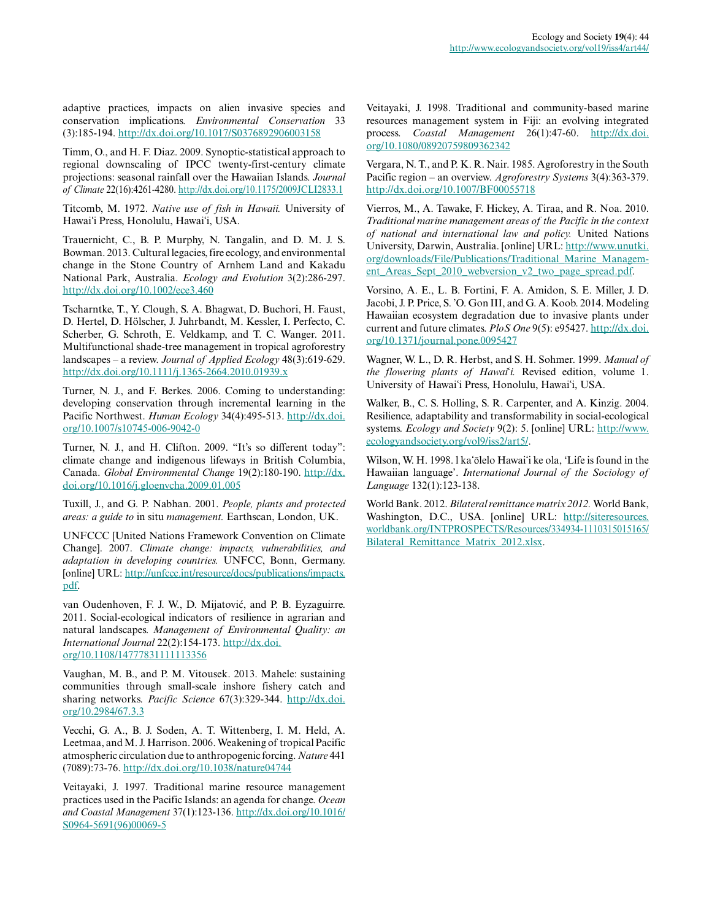adaptive practices, impacts on alien invasive species and conservation implications. *Environmental Conservation* 33 (3):185-194. http://dx.doi.org/10.1017/S0376892906003158

Timm, O., and H. F. Diaz. 2009. Synoptic-statistical approach to regional downscaling of IPCC twenty-first-century climate projections: seasonal rainfall over the Hawaiian Islands. *Journal of Climate* 22(16):4261-4280. http://dx.doi.org/10.1175/2009JCLI2833.1

Titcomb, M. 1972. *Native use of fish in Hawaii.* University of Hawai'i Press, Honolulu, Hawai'i, USA.

Trauernicht, C., B. P. Murphy, N. Tangalin, and D. M. J. S. Bowman. 2013. Cultural legacies, fire ecology, and environmental change in the Stone Country of Arnhem Land and Kakadu National Park, Australia. *Ecology and Evolution* 3(2):286-297. http://dx.doi.org/10.1002/ece3.460

Tscharntke, T., Y. Clough, S. A. Bhagwat, D. Buchori, H. Faust, D. Hertel, D. Hölscher, J. Juhrbandt, M. Kessler, I. Perfecto, C. Scherber, G. Schroth, E. Veldkamp, and T. C. Wanger. 2011. Multifunctional shade-tree management in tropical agroforestry landscapes – a review. *Journal of Applied Ecology* 48(3):619-629. http://dx.doi.org/10.1111/j.1365-2664.2010.01939.x

Turner, N. J., and F. Berkes. 2006. Coming to understanding: developing conservation through incremental learning in the Pacific Northwest. *Human Ecology* 34(4):495-513. http://dx.doi.org/10.1007/s10745-006-9042-0

Turner, N. J., and H. Clifton. 2009. "It's so different today": climate change and indigenous lifeways in British Columbia, Canada. *Global Environmental Change* 19(2):180-190. http://dx.doi.org/10.1016/j.gloenvcha.2009.01.005

Tuxill, J., and G. P. Nabhan. 2001. *People, plants and protected areas: a guide to* in situ *management.* Earthscan, London, UK.

UNFCCC [United Nations Framework Convention on Climate Change]. 2007. *Climate change: impacts, vulnerabilities, and adaptation in developing countries.* UNFCC, Bonn, Germany. [online] URL: http://unfccc.int/resource/docs/publications/impacts.pdf.

van Oudenhoven, F. J. W., D. Mijatović, and P. B. Eyzaguirre. 2011. Social-ecological indicators of resilience in agrarian and natural landscapes. *Management of Environmental Quality: an International Journal* 22(2):154-173. http://dx.doi.org/10.1108/14777831111113356

Vaughan, M. B., and P. M. Vitousek. 2013. Mahele: sustaining communities through small-scale inshore fishery catch and sharing networks. *Pacific Science* 67(3):329-344. http://dx.doi.org/10.2984/67.3.3

Vecchi, G. A., B. J. Soden, A. T. Wittenberg, I. M. Held, A. Leetmaa, and M. J. Harrison. 2006. Weakening of tropical Pacific atmospheric circulation due to anthropogenic forcing. *Nature* 441 (7089):73-76. http://dx.doi.org/10.1038/nature04744

Veitayaki, J. 1997. Traditional marine resource management practices used in the Pacific Islands: an agenda for change. *Ocean and Coastal Management* 37(1):123-136. http://dx.doi.org/10.1016/S0964-5691(96)00069-5

Veitayaki, J. 1998. Traditional and community-based marine resources management system in Fiji: an evolving integrated process. *Coastal Management* 26(1):47-60. http://dx.doi.org/10.1080/08920759809362342

Vergara, N. T., and P. K. R. Nair. 1985. Agroforestry in the South Pacific region – an overview. *Agroforestry Systems* 3(4):363-379. http://dx.doi.org/10.1007/BF00055718

Vierros, M., A. Tawake, F. Hickey, A. Tiraa, and R. Noa. 2010. *Traditional marine management areas of the Pacific in the context of national and international law and policy.* United Nations University, Darwin, Australia. [online] URL: http://www.unutki.org/downloads/File/Publications/Traditional_Marine_Management_Areas_Sept_2010_webversion_v2_two_page_spread.pdf.

Vorsino, A. E., L. B. Fortini, F. A. Amidon, S. E. Miller, J. D. Jacobi, J. P. Price, S. 'O. Gon III, and G. A. Koob. 2014. Modeling Hawaiian ecosystem degradation due to invasive plants under current and future climates. *PloS One* 9(5): e95427. http://dx.doi.org/10.1371/journal.pone.0095427

Wagner, W. L., D. R. Herbst, and S. H. Sohmer. 1999. *Manual of the flowering plants of Hawai'i.* Revised edition, volume 1. University of Hawai'i Press, Honolulu, Hawai'i, USA.

Walker, B., C. S. Holling, S. R. Carpenter, and A. Kinzig. 2004. Resilience, adaptability and transformability in social-ecological systems. *Ecology and Society* 9(2): 5. [online] URL: http://www.ecologyandsociety.org/vol9/iss2/art5/.

Wilson, W. H. 1998. I ka'ōlelo Hawai'i ke ola, 'Life is found in the Hawaiian language'. *International Journal of the Sociology of Language* 132(1):123-138.

World Bank. 2012. *Bilateral remittance matrix 2012.* World Bank, Washington, D.C., USA. [online] URL: http://siteresources.worldbank.org/INTPROSPECTS/Resources/334934-1110315015165/Bilateral_Remittance_Matrix_2012.xlsx.